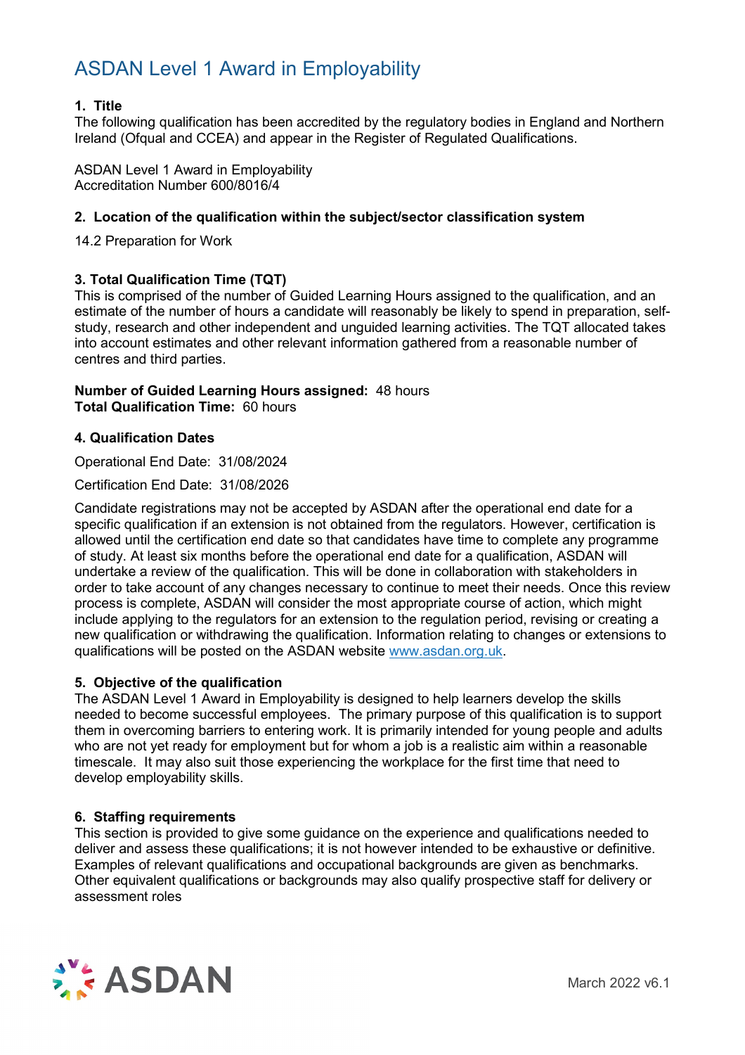# ASDAN Level 1 Award in Employability

**1. Title**

The following qualification has been accredited by the regulatory bodies in England and Northern Ireland (Ofqual and CCEA) and appear in the Register of Regulated Qualifications.

ASDAN Level 1 Award in Employability
Accreditation Number 600/8016/4

**2. Location of the qualification within the subject/sector classification system**

14.2 Preparation for Work

**3. Total Qualification Time (TQT)**

This is comprised of the number of Guided Learning Hours assigned to the qualification, and an estimate of the number of hours a candidate will reasonably be likely to spend in preparation, self-study, research and other independent and unguided learning activities. The TQT allocated takes into account estimates and other relevant information gathered from a reasonable number of centres and third parties.

**Number of Guided Learning Hours assigned:** 48 hours
**Total Qualification Time:** 60 hours

**4. Qualification Dates**

Operational End Date: 31/08/2024

Certification End Date: 31/08/2026

Candidate registrations may not be accepted by ASDAN after the operational end date for a specific qualification if an extension is not obtained from the regulators. However, certification is allowed until the certification end date so that candidates have time to complete any programme of study. At least six months before the operational end date for a qualification, ASDAN will undertake a review of the qualification. This will be done in collaboration with stakeholders in order to take account of any changes necessary to continue to meet their needs. Once this review process is complete, ASDAN will consider the most appropriate course of action, which might include applying to the regulators for an extension to the regulation period, revising or creating a new qualification or withdrawing the qualification. Information relating to changes or extensions to qualifications will be posted on the ASDAN website www.asdan.org.uk.

**5. Objective of the qualification**

The ASDAN Level 1 Award in Employability is designed to help learners develop the skills needed to become successful employees. The primary purpose of this qualification is to support them in overcoming barriers to entering work. It is primarily intended for young people and adults who are not yet ready for employment but for whom a job is a realistic aim within a reasonable timescale. It may also suit those experiencing the workplace for the first time that need to develop employability skills.

**6. Staffing requirements**

This section is provided to give some guidance on the experience and qualifications needed to deliver and assess these qualifications; it is not however intended to be exhaustive or definitive. Examples of relevant qualifications and occupational backgrounds are given as benchmarks. Other equivalent qualifications or backgrounds may also qualify prospective staff for delivery or assessment roles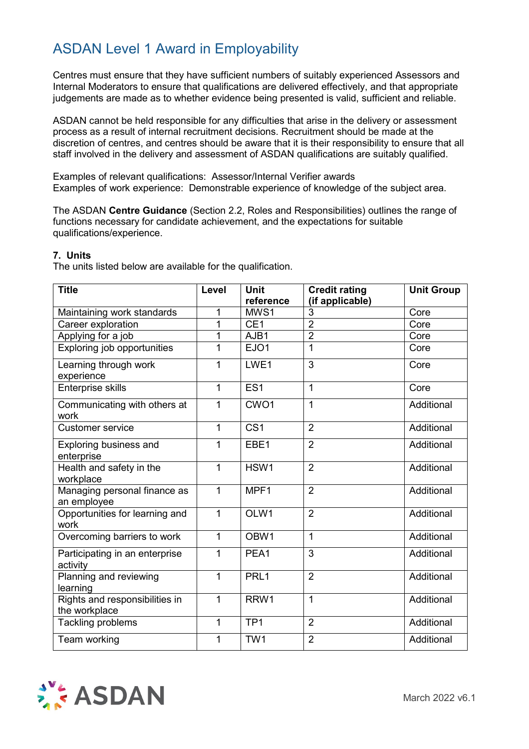# ASDAN Level 1 Award in Employability

Centres must ensure that they have sufficient numbers of suitably experienced Assessors and Internal Moderators to ensure that qualifications are delivered effectively, and that appropriate judgements are made as to whether evidence being presented is valid, sufficient and reliable.

ASDAN cannot be held responsible for any difficulties that arise in the delivery or assessment process as a result of internal recruitment decisions. Recruitment should be made at the discretion of centres, and centres should be aware that it is their responsibility to ensure that all staff involved in the delivery and assessment of ASDAN qualifications are suitably qualified.

Examples of relevant qualifications: Assessor/Internal Verifier awards
Examples of work experience: Demonstrable experience of knowledge of the subject area.

The ASDAN **Centre Guidance** (Section 2.2, Roles and Responsibilities) outlines the range of functions necessary for candidate achievement, and the expectations for suitable qualifications/experience.

**7. Units**

The units listed below are available for the qualification.

| Title | Level | Unit reference | Credit rating (if applicable) | Unit Group |
|---|---|---|---|---|
| Maintaining work standards | 1 | MWS1 | 3 | Core |
| Career exploration | 1 | CE1 | 2 | Core |
| Applying for a job | 1 | AJB1 | 2 | Core |
| Exploring job opportunities | 1 | EJO1 | 1 | Core |
| Learning through work experience | 1 | LWE1 | 3 | Core |
| Enterprise skills | 1 | ES1 | 1 | Core |
| Communicating with others at work | 1 | CWO1 | 1 | Additional |
| Customer service | 1 | CS1 | 2 | Additional |
| Exploring business and enterprise | 1 | EBE1 | 2 | Additional |
| Health and safety in the workplace | 1 | HSW1 | 2 | Additional |
| Managing personal finance as an employee | 1 | MPF1 | 2 | Additional |
| Opportunities for learning and work | 1 | OLW1 | 2 | Additional |
| Overcoming barriers to work | 1 | OBW1 | 1 | Additional |
| Participating in an enterprise activity | 1 | PEA1 | 3 | Additional |
| Planning and reviewing learning | 1 | PRL1 | 2 | Additional |
| Rights and responsibilities in the workplace | 1 | RRW1 | 1 | Additional |
| Tackling problems | 1 | TP1 | 2 | Additional |
| Team working | 1 | TW1 | 2 | Additional |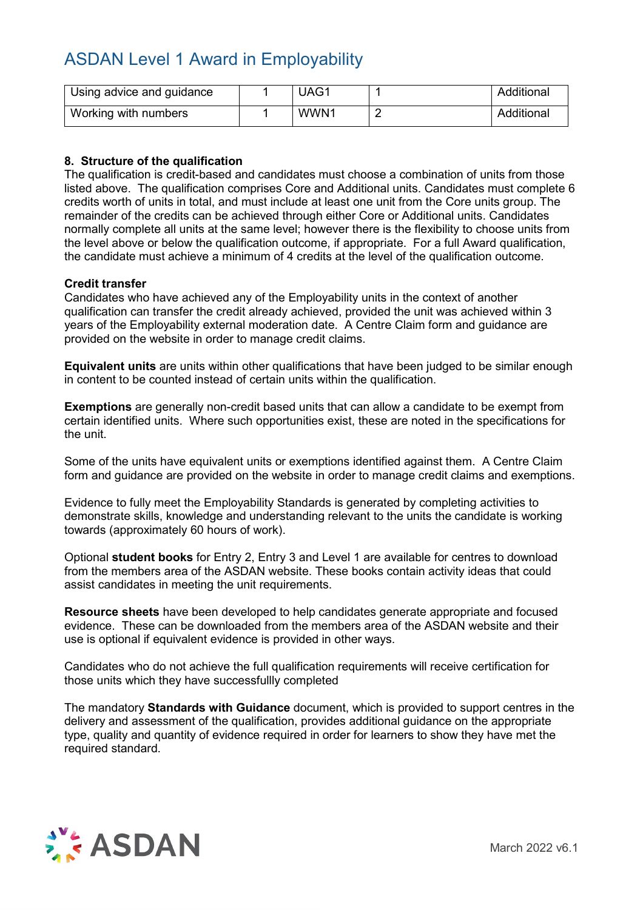| Using advice and guidance | 1 | UAG1 | 1 | Additional |
|---|---|---|---|---|
| Working with numbers | 1 | WWN1 | 2 | Additional |

**8. Structure of the qualification**

The qualification is credit-based and candidates must choose a combination of units from those listed above. The qualification comprises Core and Additional units. Candidates must complete 6 credits worth of units in total, and must include at least one unit from the Core units group. The remainder of the credits can be achieved through either Core or Additional units. Candidates normally complete all units at the same level; however there is the flexibility to choose units from the level above or below the qualification outcome, if appropriate. For a full Award qualification, the candidate must achieve a minimum of 4 credits at the level of the qualification outcome.

**Credit transfer**

Candidates who have achieved any of the Employability units in the context of another qualification can transfer the credit already achieved, provided the unit was achieved within 3 years of the Employability external moderation date. A Centre Claim form and guidance are provided on the website in order to manage credit claims.

**Equivalent units** are units within other qualifications that have been judged to be similar enough in content to be counted instead of certain units within the qualification.

**Exemptions** are generally non-credit based units that can allow a candidate to be exempt from certain identified units. Where such opportunities exist, these are noted in the specifications for the unit.

Some of the units have equivalent units or exemptions identified against them. A Centre Claim form and guidance are provided on the website in order to manage credit claims and exemptions.

Evidence to fully meet the Employability Standards is generated by completing activities to demonstrate skills, knowledge and understanding relevant to the units the candidate is working towards (approximately 60 hours of work).

Optional **student books** for Entry 2, Entry 3 and Level 1 are available for centres to download from the members area of the ASDAN website. These books contain activity ideas that could assist candidates in meeting the unit requirements.

**Resource sheets** have been developed to help candidates generate appropriate and focused evidence. These can be downloaded from the members area of the ASDAN website and their use is optional if equivalent evidence is provided in other ways.

Candidates who do not achieve the full qualification requirements will receive certification for those units which they have successfullly completed

The mandatory **Standards with Guidance** document, which is provided to support centres in the delivery and assessment of the qualification, provides additional guidance on the appropriate type, quality and quantity of evidence required in order for learners to show they have met the required standard.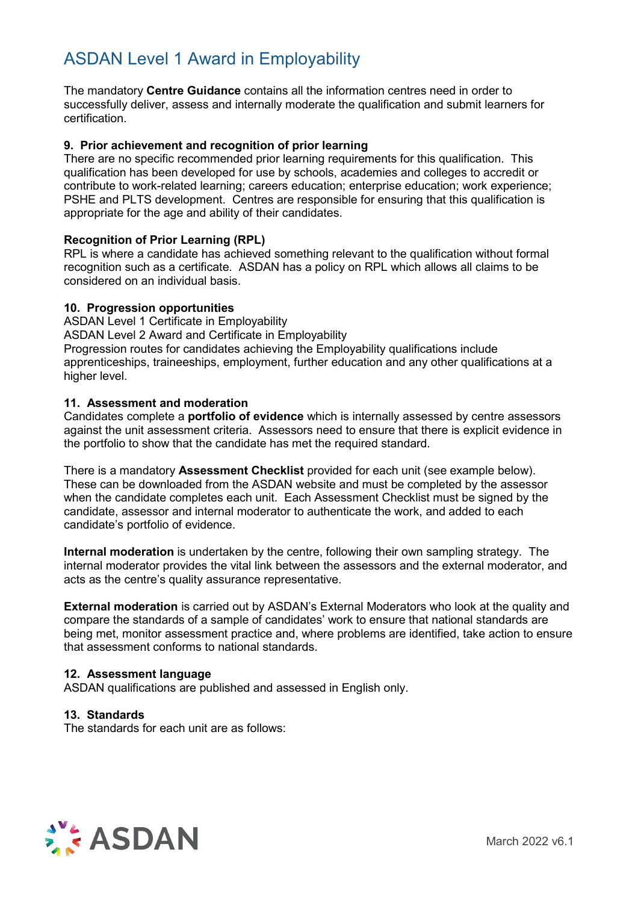# ASDAN Level 1 Award in Employability

The mandatory **Centre Guidance** contains all the information centres need in order to successfully deliver, assess and internally moderate the qualification and submit learners for certification.

**9. Prior achievement and recognition of prior learning**

There are no specific recommended prior learning requirements for this qualification. This qualification has been developed for use by schools, academies and colleges to accredit or contribute to work-related learning; careers education; enterprise education; work experience; PSHE and PLTS development. Centres are responsible for ensuring that this qualification is appropriate for the age and ability of their candidates.

**Recognition of Prior Learning (RPL)**

RPL is where a candidate has achieved something relevant to the qualification without formal recognition such as a certificate. ASDAN has a policy on RPL which allows all claims to be considered on an individual basis.

**10. Progression opportunities**

ASDAN Level 1 Certificate in Employability
ASDAN Level 2 Award and Certificate in Employability
Progression routes for candidates achieving the Employability qualifications include apprenticeships, traineeships, employment, further education and any other qualifications at a higher level.

**11. Assessment and moderation**

Candidates complete a **portfolio of evidence** which is internally assessed by centre assessors against the unit assessment criteria. Assessors need to ensure that there is explicit evidence in the portfolio to show that the candidate has met the required standard.

There is a mandatory **Assessment Checklist** provided for each unit (see example below). These can be downloaded from the ASDAN website and must be completed by the assessor when the candidate completes each unit. Each Assessment Checklist must be signed by the candidate, assessor and internal moderator to authenticate the work, and added to each candidate's portfolio of evidence.

**Internal moderation** is undertaken by the centre, following their own sampling strategy. The internal moderator provides the vital link between the assessors and the external moderator, and acts as the centre's quality assurance representative.

**External moderation** is carried out by ASDAN's External Moderators who look at the quality and compare the standards of a sample of candidates' work to ensure that national standards are being met, monitor assessment practice and, where problems are identified, take action to ensure that assessment conforms to national standards.

**12. Assessment language**

ASDAN qualifications are published and assessed in English only.

**13. Standards**

The standards for each unit are as follows: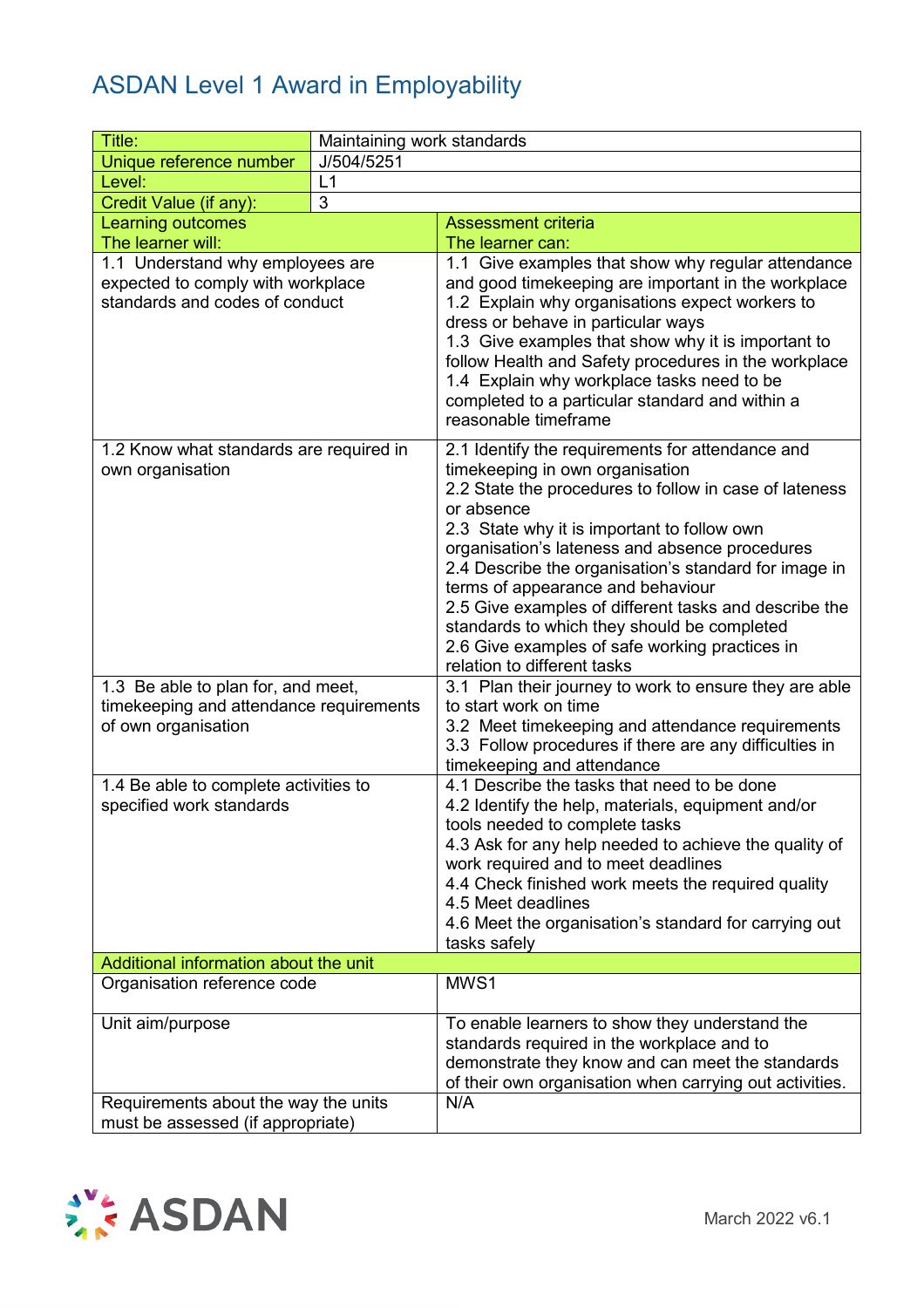# ASDAN Level 1 Award in Employability

| Title: | Maintaining work standards |
|---|---|
| Unique reference number | J/504/5251 |
| Level: | L1 |
| Credit Value (if any): | 3 |

| Learning outcomes<br>The learner will: | Assessment criteria<br>The learner can: |
|---|---|
| 1.1 Understand why employees are expected to comply with workplace standards and codes of conduct | 1.1 Give examples that show why regular attendance and good timekeeping are important in the workplace<br>1.2 Explain why organisations expect workers to dress or behave in particular ways<br>1.3 Give examples that show why it is important to follow Health and Safety procedures in the workplace<br>1.4 Explain why workplace tasks need to be completed to a particular standard and within a reasonable timeframe |
| 1.2 Know what standards are required in own organisation | 2.1 Identify the requirements for attendance and timekeeping in own organisation<br>2.2 State the procedures to follow in case of lateness or absence<br>2.3 State why it is important to follow own organisation's lateness and absence procedures<br>2.4 Describe the organisation's standard for image in terms of appearance and behaviour<br>2.5 Give examples of different tasks and describe the standards to which they should be completed<br>2.6 Give examples of safe working practices in relation to different tasks |
| 1.3 Be able to plan for, and meet, timekeeping and attendance requirements of own organisation | 3.1 Plan their journey to work to ensure they are able to start work on time<br>3.2 Meet timekeeping and attendance requirements<br>3.3 Follow procedures if there are any difficulties in timekeeping and attendance |
| 1.4 Be able to complete activities to specified work standards | 4.1 Describe the tasks that need to be done<br>4.2 Identify the help, materials, equipment and/or tools needed to complete tasks<br>4.3 Ask for any help needed to achieve the quality of work required and to meet deadlines<br>4.4 Check finished work meets the required quality<br>4.5 Meet deadlines<br>4.6 Meet the organisation's standard for carrying out tasks safely |
| **Additional information about the unit** | |
| Organisation reference code | MWS1 |
| Unit aim/purpose | To enable learners to show they understand the standards required in the workplace and to demonstrate they know and can meet the standards of their own organisation when carrying out activities. |
| Requirements about the way the units must be assessed (if appropriate) | N/A |

March 2022 v6.1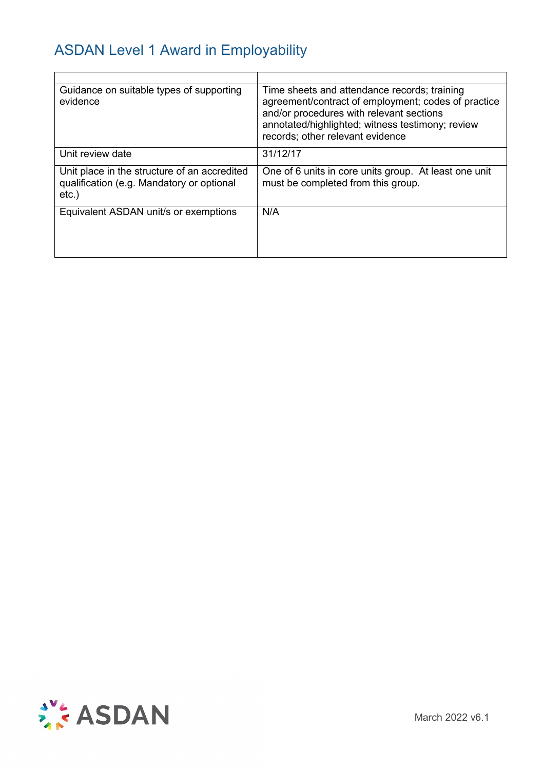# ASDAN Level 1 Award in Employability

| | |
|---|---|
| Guidance on suitable types of supporting evidence | Time sheets and attendance records; training agreement/contract of employment; codes of practice and/or procedures with relevant sections annotated/highlighted; witness testimony; review records; other relevant evidence |
| Unit review date | 31/12/17 |
| Unit place in the structure of an accredited qualification (e.g. Mandatory or optional etc.) | One of 6 units in core units group. At least one unit must be completed from this group. |
| Equivalent ASDAN unit/s or exemptions | N/A |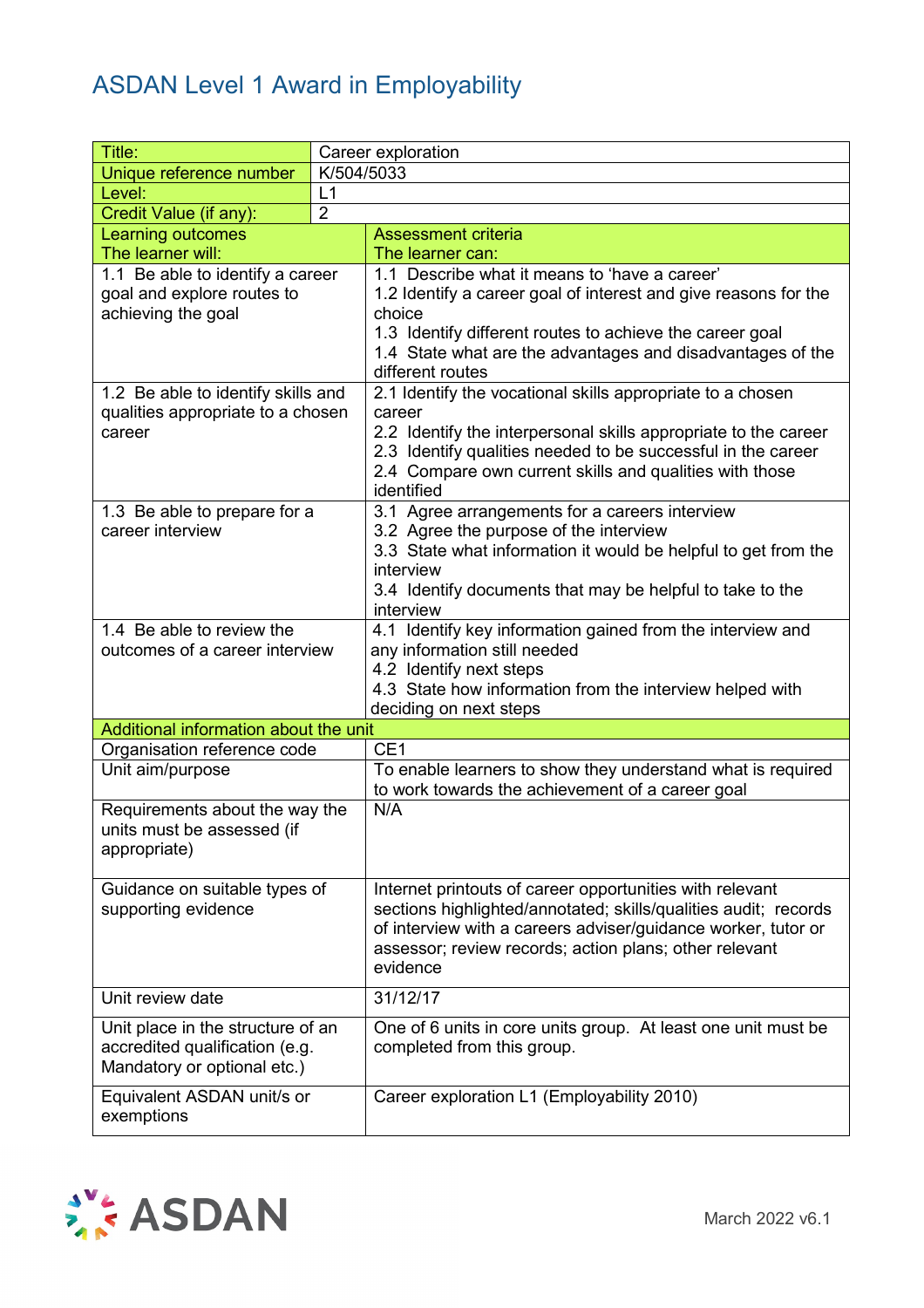# ASDAN Level 1 Award in Employability

| Title: | Career exploration |
|---|---|
| Unique reference number | K/504/5033 |
| Level: | L1 |
| Credit Value (if any): | 2 |
| **Learning outcomes**<br>The learner will: | **Assessment criteria**<br>The learner can: |
| 1.1 Be able to identify a career goal and explore routes to achieving the goal | 1.1 Describe what it means to 'have a career'<br>1.2 Identify a career goal of interest and give reasons for the choice<br>1.3 Identify different routes to achieve the career goal<br>1.4 State what are the advantages and disadvantages of the different routes |
| 1.2 Be able to identify skills and qualities appropriate to a chosen career | 2.1 Identify the vocational skills appropriate to a chosen career<br>2.2 Identify the interpersonal skills appropriate to the career<br>2.3 Identify qualities needed to be successful in the career<br>2.4 Compare own current skills and qualities with those identified |
| 1.3 Be able to prepare for a career interview | 3.1 Agree arrangements for a careers interview<br>3.2 Agree the purpose of the interview<br>3.3 State what information it would be helpful to get from the interview<br>3.4 Identify documents that may be helpful to take to the interview |
| 1.4 Be able to review the outcomes of a career interview | 4.1 Identify key information gained from the interview and any information still needed<br>4.2 Identify next steps<br>4.3 State how information from the interview helped with deciding on next steps |
| **Additional information about the unit** | |
| Organisation reference code | CE1 |
| Unit aim/purpose | To enable learners to show they understand what is required to work towards the achievement of a career goal |
| Requirements about the way the units must be assessed (if appropriate) | N/A |
| Guidance on suitable types of supporting evidence | Internet printouts of career opportunities with relevant sections highlighted/annotated; skills/qualities audit; records of interview with a careers adviser/guidance worker, tutor or assessor; review records; action plans; other relevant evidence |
| Unit review date | 31/12/17 |
| Unit place in the structure of an accredited qualification (e.g. Mandatory or optional etc.) | One of 6 units in core units group. At least one unit must be completed from this group. |
| Equivalent ASDAN unit/s or exemptions | Career exploration L1 (Employability 2010) |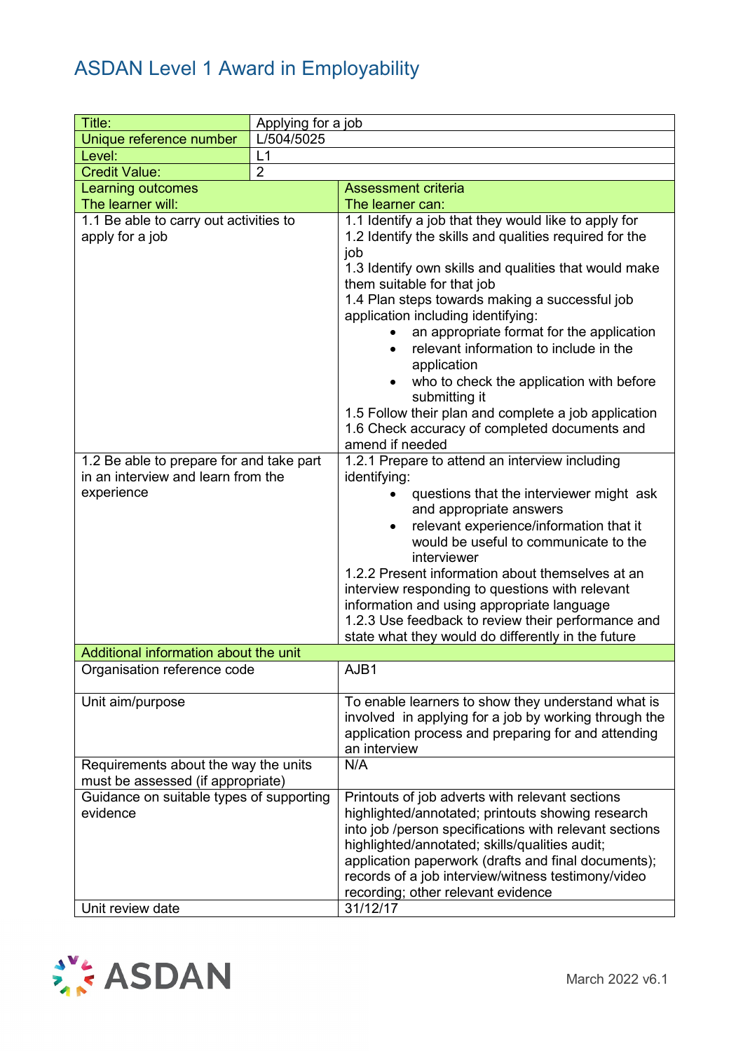# ASDAN Level 1 Award in Employability

| Title: | Applying for a job |
|---|---|
| Unique reference number | L/504/5025 |
| Level: | L1 |
| Credit Value: | 2 |
| **Learning outcomes**<br>**The learner will:** | **Assessment criteria**<br>**The learner can:** |
| 1.1 Be able to carry out activities to apply for a job | 1.1 Identify a job that they would like to apply for<br>1.2 Identify the skills and qualities required for the job<br>1.3 Identify own skills and qualities that would make them suitable for that job<br>1.4 Plan steps towards making a successful job application including identifying:<br>• an appropriate format for the application<br>• relevant information to include in the application<br>• who to check the application with before submitting it<br>1.5 Follow their plan and complete a job application<br>1.6 Check accuracy of completed documents and amend if needed |
| 1.2 Be able to prepare for and take part in an interview and learn from the experience | 1.2.1 Prepare to attend an interview including identifying:<br>• questions that the interviewer might ask and appropriate answers<br>• relevant experience/information that it would be useful to communicate to the interviewer<br>1.2.2 Present information about themselves at an interview responding to questions with relevant information and using appropriate language<br>1.2.3 Use feedback to review their performance and state what they would do differently in the future |
| **Additional information about the unit** | |
| Organisation reference code | AJB1 |
| Unit aim/purpose | To enable learners to show they understand what is involved in applying for a job by working through the application process and preparing for and attending an interview |
| Requirements about the way the units must be assessed (if appropriate) | N/A |
| Guidance on suitable types of supporting evidence | Printouts of job adverts with relevant sections highlighted/annotated; printouts showing research into job /person specifications with relevant sections highlighted/annotated; skills/qualities audit; application paperwork (drafts and final documents); records of a job interview/witness testimony/video recording; other relevant evidence |
| Unit review date | 31/12/17 |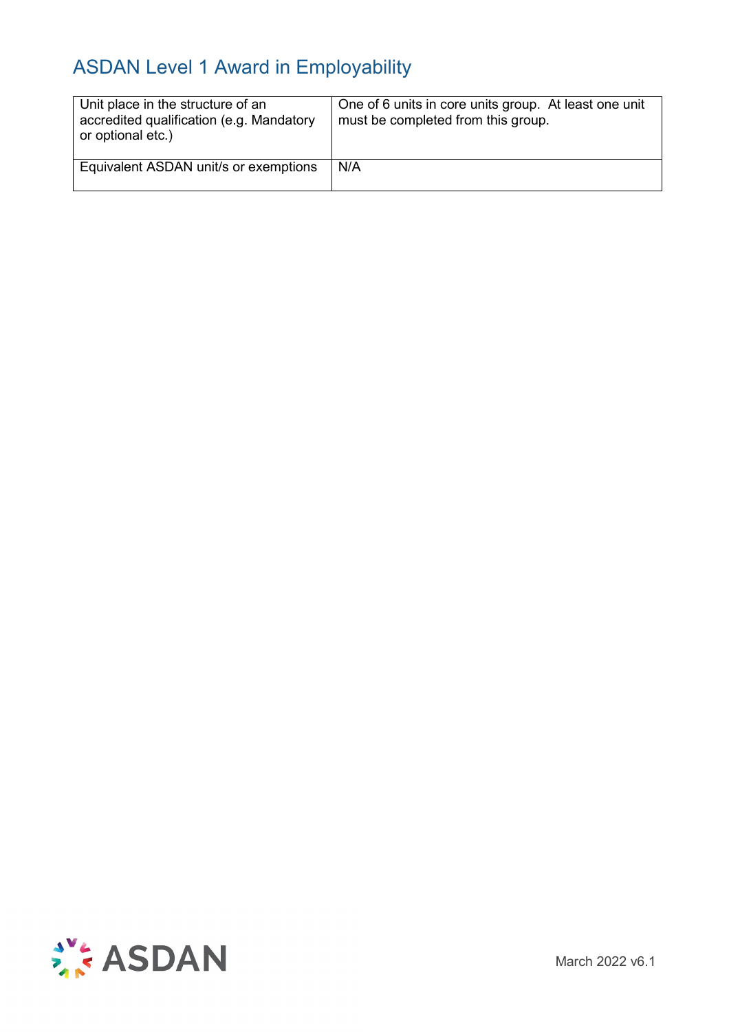## ASDAN Level 1 Award in Employability

| Unit place in the structure of an accredited qualification (e.g. Mandatory or optional etc.) | One of 6 units in core units group. At least one unit must be completed from this group. |
|---|---|
| Equivalent ASDAN unit/s or exemptions | N/A |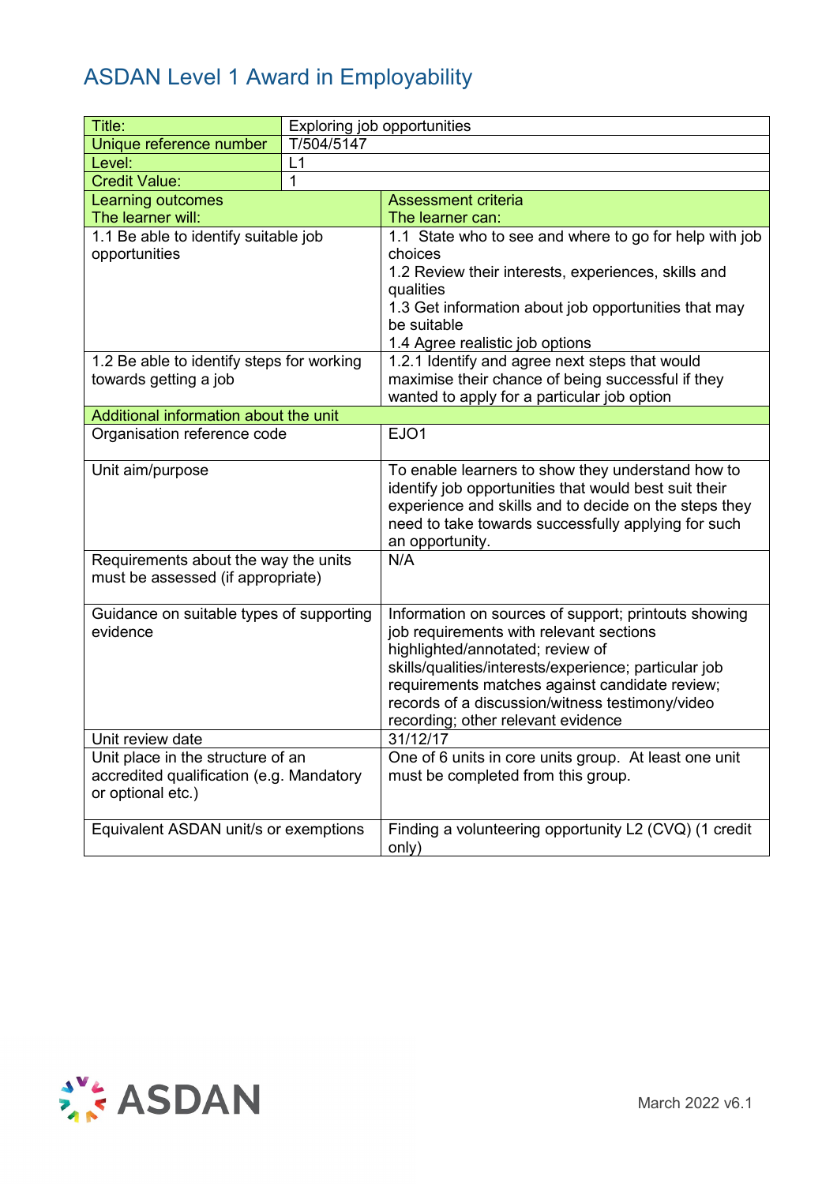# ASDAN Level 1 Award in Employability

| Title: | Exploring job opportunities |
|---|---|
| Unique reference number | T/504/5147 |
| Level: | L1 |
| Credit Value: | 1 |
| **Learning outcomes**<br>The learner will: | **Assessment criteria**<br>The learner can: |
| 1.1 Be able to identify suitable job opportunities | 1.1 State who to see and where to go for help with job choices<br>1.2 Review their interests, experiences, skills and qualities<br>1.3 Get information about job opportunities that may be suitable<br>1.4 Agree realistic job options |
| 1.2 Be able to identify steps for working towards getting a job | 1.2.1 Identify and agree next steps that would maximise their chance of being successful if they wanted to apply for a particular job option |
| **Additional information about the unit** | |
| Organisation reference code | EJO1 |
| Unit aim/purpose | To enable learners to show they understand how to identify job opportunities that would best suit their experience and skills and to decide on the steps they need to take towards successfully applying for such an opportunity. |
| Requirements about the way the units must be assessed (if appropriate) | N/A |
| Guidance on suitable types of supporting evidence | Information on sources of support; printouts showing job requirements with relevant sections highlighted/annotated; review of skills/qualities/interests/experience; particular job requirements matches against candidate review; records of a discussion/witness testimony/video recording; other relevant evidence |
| Unit review date | 31/12/17 |
| Unit place in the structure of an accredited qualification (e.g. Mandatory or optional etc.) | One of 6 units in core units group. At least one unit must be completed from this group. |
| Equivalent ASDAN unit/s or exemptions | Finding a volunteering opportunity L2 (CVQ) (1 credit only) |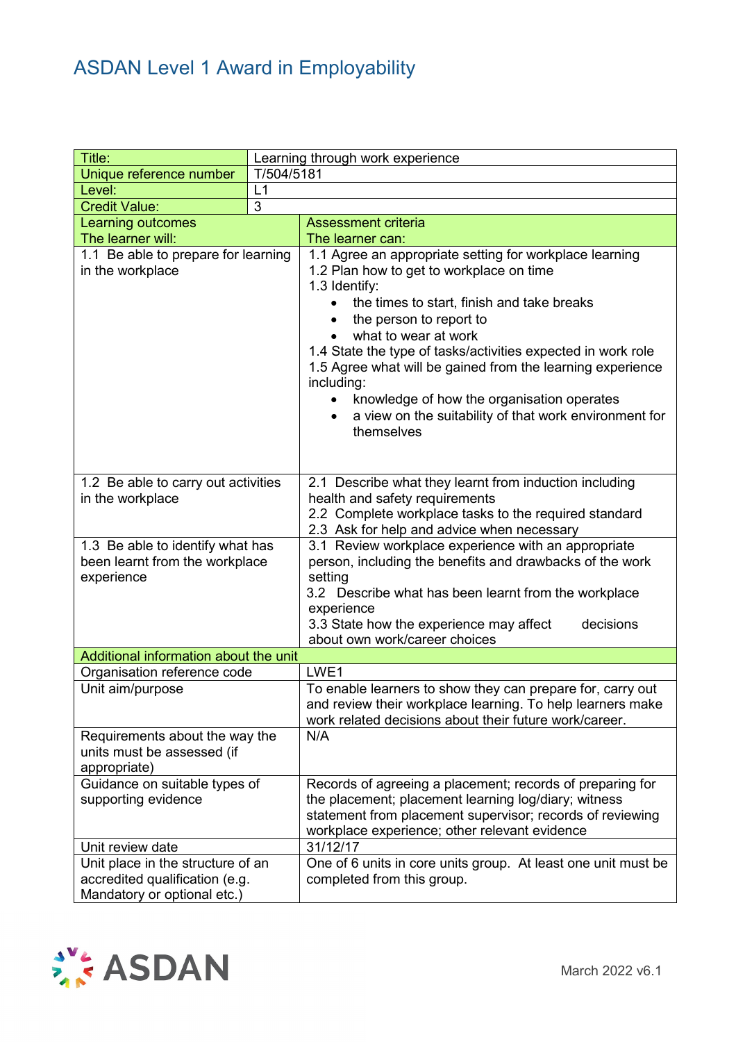# ASDAN Level 1 Award in Employability

| Title: | Learning through work experience |
|---|---|
| Unique reference number | T/504/5181 |
| Level: | L1 |
| Credit Value: | 3 |
| **Learning outcomes**<br>The learner will: | **Assessment criteria**<br>The learner can: |
| 1.1 Be able to prepare for learning in the workplace | 1.1 Agree an appropriate setting for workplace learning<br>1.2 Plan how to get to workplace on time<br>1.3 Identify:<br>• the times to start, finish and take breaks<br>• the person to report to<br>• what to wear at work<br>1.4 State the type of tasks/activities expected in work role<br>1.5 Agree what will be gained from the learning experience including:<br>• knowledge of how the organisation operates<br>• a view on the suitability of that work environment for themselves |
| 1.2 Be able to carry out activities in the workplace | 2.1 Describe what they learnt from induction including health and safety requirements<br>2.2 Complete workplace tasks to the required standard<br>2.3 Ask for help and advice when necessary |
| 1.3 Be able to identify what has been learnt from the workplace experience | 3.1 Review workplace experience with an appropriate person, including the benefits and drawbacks of the work setting<br>3.2 Describe what has been learnt from the workplace experience<br>3.3 State how the experience may affect decisions about own work/career choices |
| **Additional information about the unit** | |
| Organisation reference code | LWE1 |
| Unit aim/purpose | To enable learners to show they can prepare for, carry out and review their workplace learning. To help learners make work related decisions about their future work/career. |
| Requirements about the way the units must be assessed (if appropriate) | N/A |
| Guidance on suitable types of supporting evidence | Records of agreeing a placement; records of preparing for the placement; placement learning log/diary; witness statement from placement supervisor; records of reviewing workplace experience; other relevant evidence |
| Unit review date | 31/12/17 |
| Unit place in the structure of an accredited qualification (e.g. Mandatory or optional etc.) | One of 6 units in core units group. At least one unit must be completed from this group. |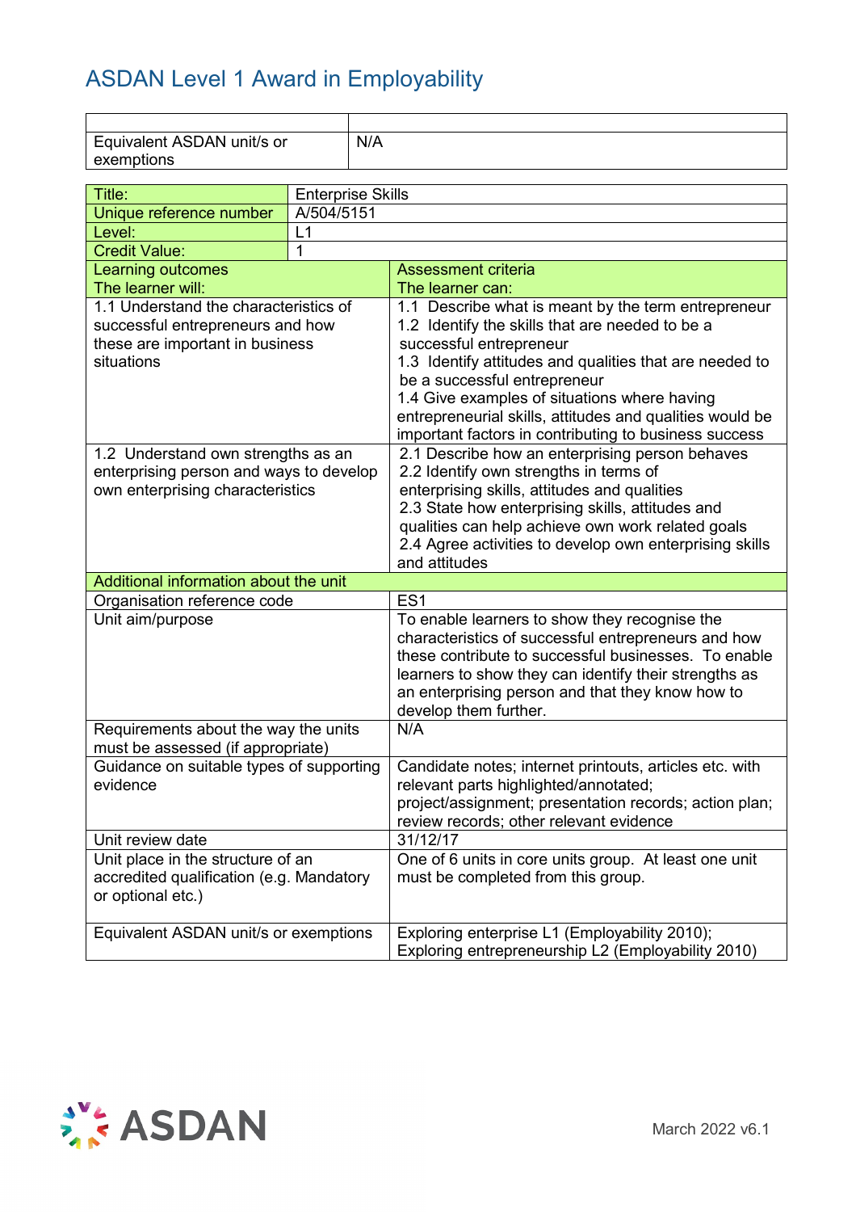# ASDAN Level 1 Award in Employability

| | |
|---|---|
| Equivalent ASDAN unit/s or exemptions | N/A |

| Title: | Enterprise Skills |
|---|---|
| Unique reference number | A/504/5151 |
| Level: | L1 |
| Credit Value: | 1 |
| **Learning outcomes**<br>**The learner will:** | **Assessment criteria**<br>**The learner can:** |
| 1.1 Understand the characteristics of successful entrepreneurs and how these are important in business situations | 1.1 Describe what is meant by the term entrepreneur<br>1.2 Identify the skills that are needed to be a successful entrepreneur<br>1.3 Identify attitudes and qualities that are needed to be a successful entrepreneur<br>1.4 Give examples of situations where having entrepreneurial skills, attitudes and qualities would be important factors in contributing to business success |
| 1.2 Understand own strengths as an enterprising person and ways to develop own enterprising characteristics | 2.1 Describe how an enterprising person behaves<br>2.2 Identify own strengths in terms of enterprising skills, attitudes and qualities<br>2.3 State how enterprising skills, attitudes and qualities can help achieve own work related goals<br>2.4 Agree activities to develop own enterprising skills and attitudes |
| **Additional information about the unit** | |
| Organisation reference code | ES1 |
| Unit aim/purpose | To enable learners to show they recognise the characteristics of successful entrepreneurs and how these contribute to successful businesses. To enable learners to show they can identify their strengths as an enterprising person and that they know how to develop them further. |
| Requirements about the way the units must be assessed (if appropriate) | N/A |
| Guidance on suitable types of supporting evidence | Candidate notes; internet printouts, articles etc. with relevant parts highlighted/annotated; project/assignment; presentation records; action plan; review records; other relevant evidence |
| Unit review date | 31/12/17 |
| Unit place in the structure of an accredited qualification (e.g. Mandatory or optional etc.) | One of 6 units in core units group. At least one unit must be completed from this group. |
| Equivalent ASDAN unit/s or exemptions | Exploring enterprise L1 (Employability 2010); Exploring entrepreneurship L2 (Employability 2010) |

March 2022 v6.1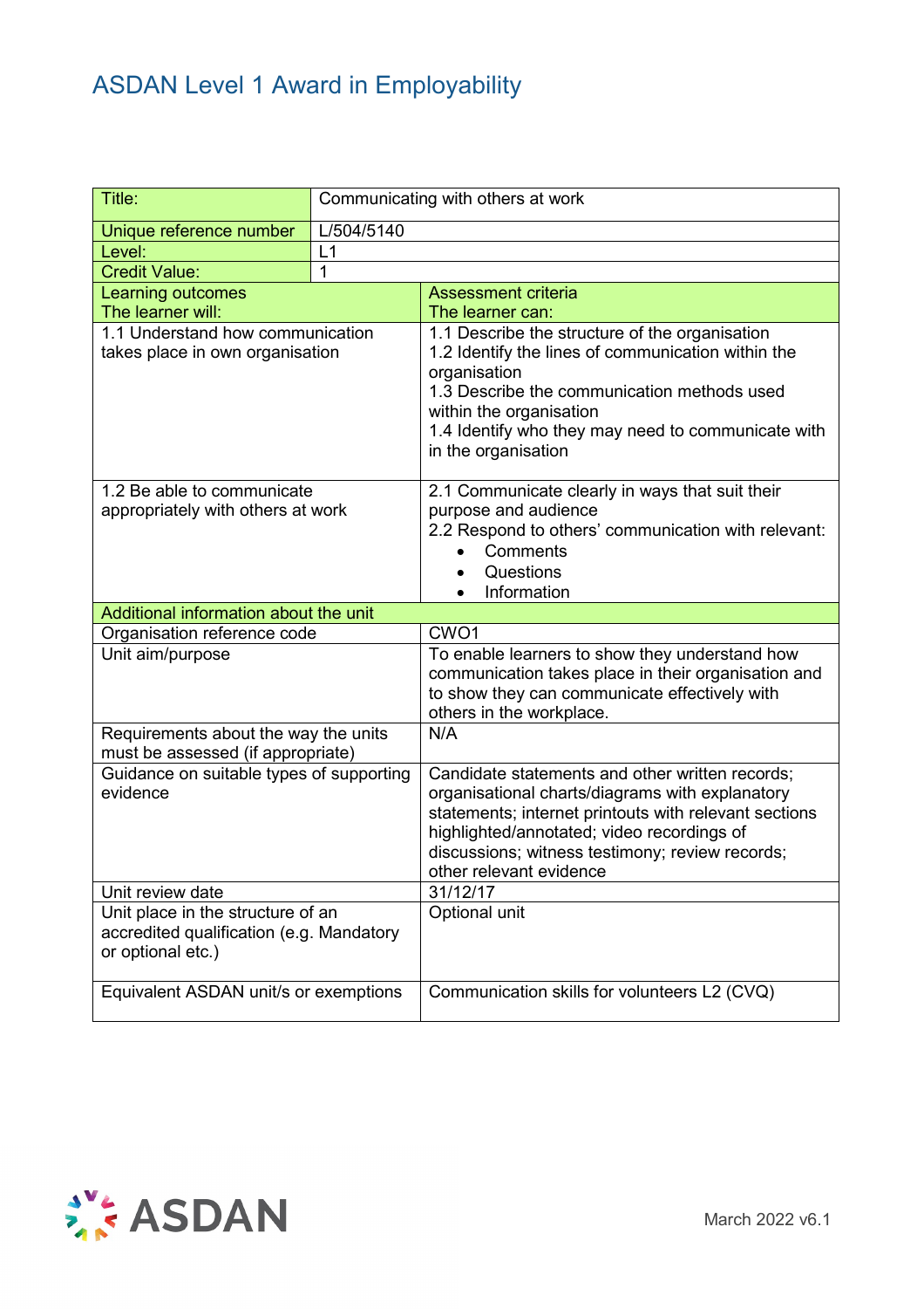# ASDAN Level 1 Award in Employability

| Title: | Communicating with others at work |
|---|---|
| Unique reference number | L/504/5140 |
| Level: | L1 |
| Credit Value: | 1 |
| **Learning outcomes**<br>The learner will: | **Assessment criteria**<br>The learner can: |
| 1.1 Understand how communication takes place in own organisation | 1.1 Describe the structure of the organisation<br>1.2 Identify the lines of communication within the organisation<br>1.3 Describe the communication methods used within the organisation<br>1.4 Identify who they may need to communicate with in the organisation |
| 1.2 Be able to communicate appropriately with others at work | 2.1 Communicate clearly in ways that suit their purpose and audience<br>2.2 Respond to others' communication with relevant:<br>• Comments<br>• Questions<br>• Information |
| **Additional information about the unit** | |
| Organisation reference code | CWO1 |
| Unit aim/purpose | To enable learners to show they understand how communication takes place in their organisation and to show they can communicate effectively with others in the workplace. |
| Requirements about the way the units must be assessed (if appropriate) | N/A |
| Guidance on suitable types of supporting evidence | Candidate statements and other written records; organisational charts/diagrams with explanatory statements; internet printouts with relevant sections highlighted/annotated; video recordings of discussions; witness testimony; review records; other relevant evidence |
| Unit review date | 31/12/17 |
| Unit place in the structure of an accredited qualification (e.g. Mandatory or optional etc.) | Optional unit |
| Equivalent ASDAN unit/s or exemptions | Communication skills for volunteers L2 (CVQ) |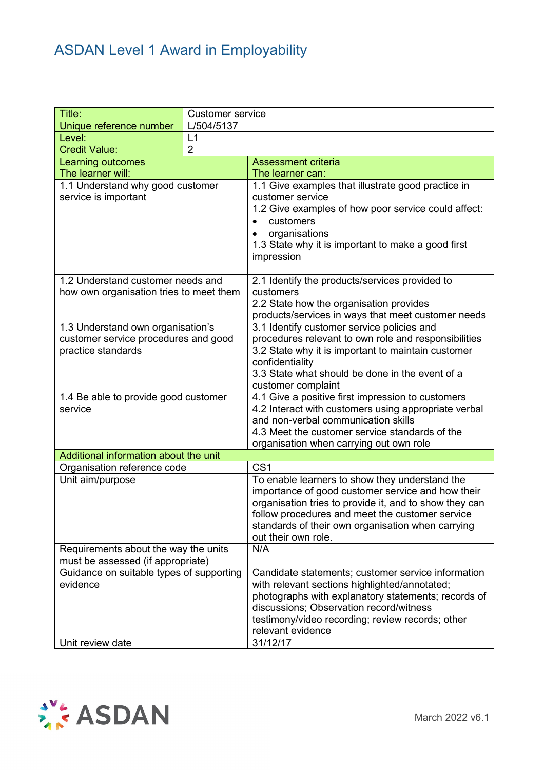# ASDAN Level 1 Award in Employability

| Title: | Customer service |
|---|---|
| Unique reference number | L/504/5137 |
| Level: | L1 |
| Credit Value: | 2 |
| **Learning outcomes**<br>The learner will: | **Assessment criteria**<br>The learner can: |
| 1.1 Understand why good customer service is important | 1.1 Give examples that illustrate good practice in customer service<br>1.2 Give examples of how poor service could affect:<br>• customers<br>• organisations<br>1.3 State why it is important to make a good first impression |
| 1.2 Understand customer needs and how own organisation tries to meet them | 2.1 Identify the products/services provided to customers<br>2.2 State how the organisation provides products/services in ways that meet customer needs |
| 1.3 Understand own organisation's customer service procedures and good practice standards | 3.1 Identify customer service policies and procedures relevant to own role and responsibilities<br>3.2 State why it is important to maintain customer confidentiality<br>3.3 State what should be done in the event of a customer complaint |
| 1.4 Be able to provide good customer service | 4.1 Give a positive first impression to customers<br>4.2 Interact with customers using appropriate verbal and non-verbal communication skills<br>4.3 Meet the customer service standards of the organisation when carrying out own role |
| **Additional information about the unit** | |
| Organisation reference code | CS1 |
| Unit aim/purpose | To enable learners to show they understand the importance of good customer service and how their organisation tries to provide it, and to show they can follow procedures and meet the customer service standards of their own organisation when carrying out their own role. |
| Requirements about the way the units must be assessed (if appropriate) | N/A |
| Guidance on suitable types of supporting evidence | Candidate statements; customer service information with relevant sections highlighted/annotated; photographs with explanatory statements; records of discussions; Observation record/witness testimony/video recording; review records; other relevant evidence |
| Unit review date | 31/12/17 |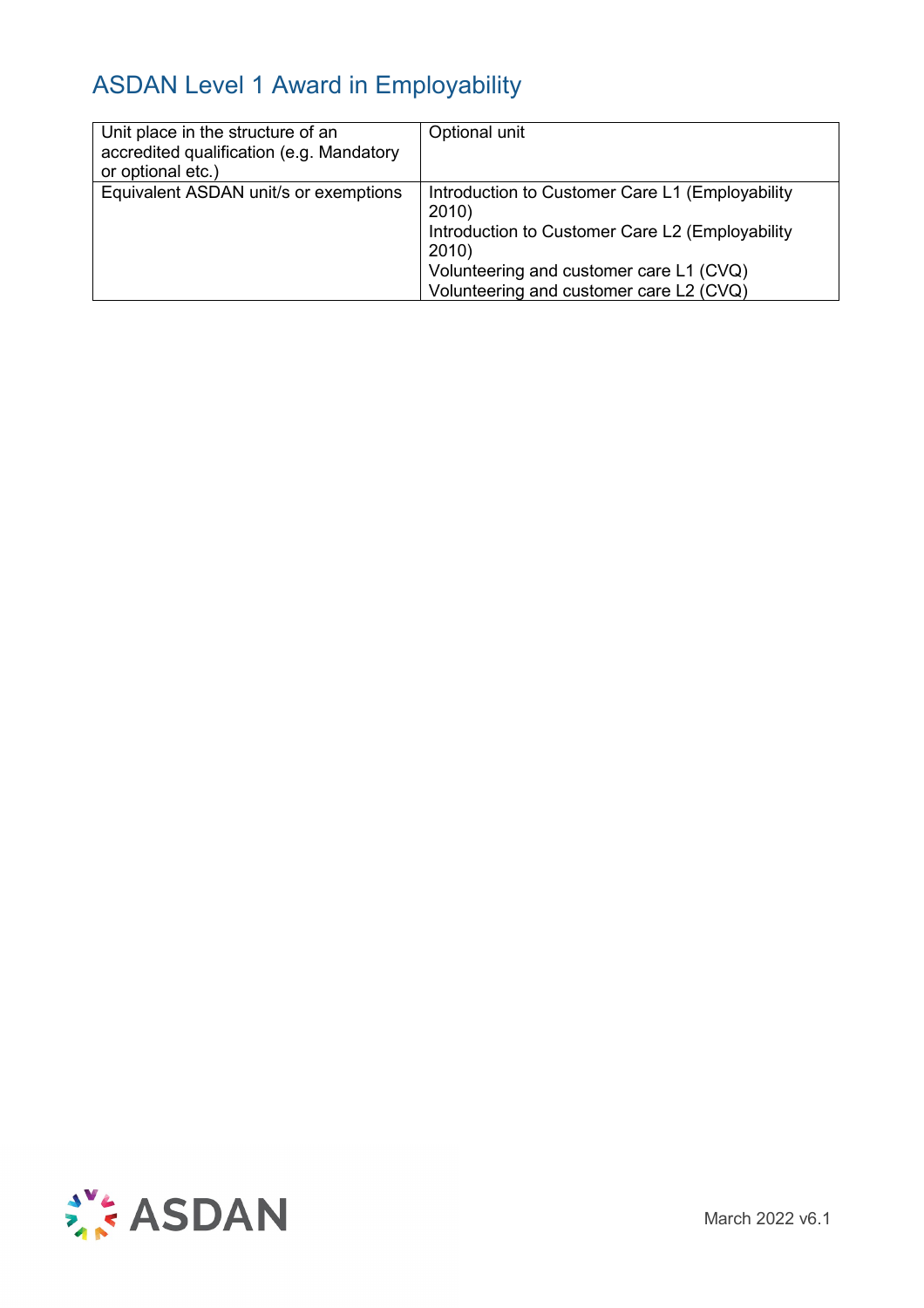# ASDAN Level 1 Award in Employability

| | |
|---|---|
| Unit place in the structure of an accredited qualification (e.g. Mandatory or optional etc.) | Optional unit |
| Equivalent ASDAN unit/s or exemptions | Introduction to Customer Care L1 (Employability 2010)<br>Introduction to Customer Care L2 (Employability 2010)<br>Volunteering and customer care L1 (CVQ)<br>Volunteering and customer care L2 (CVQ) |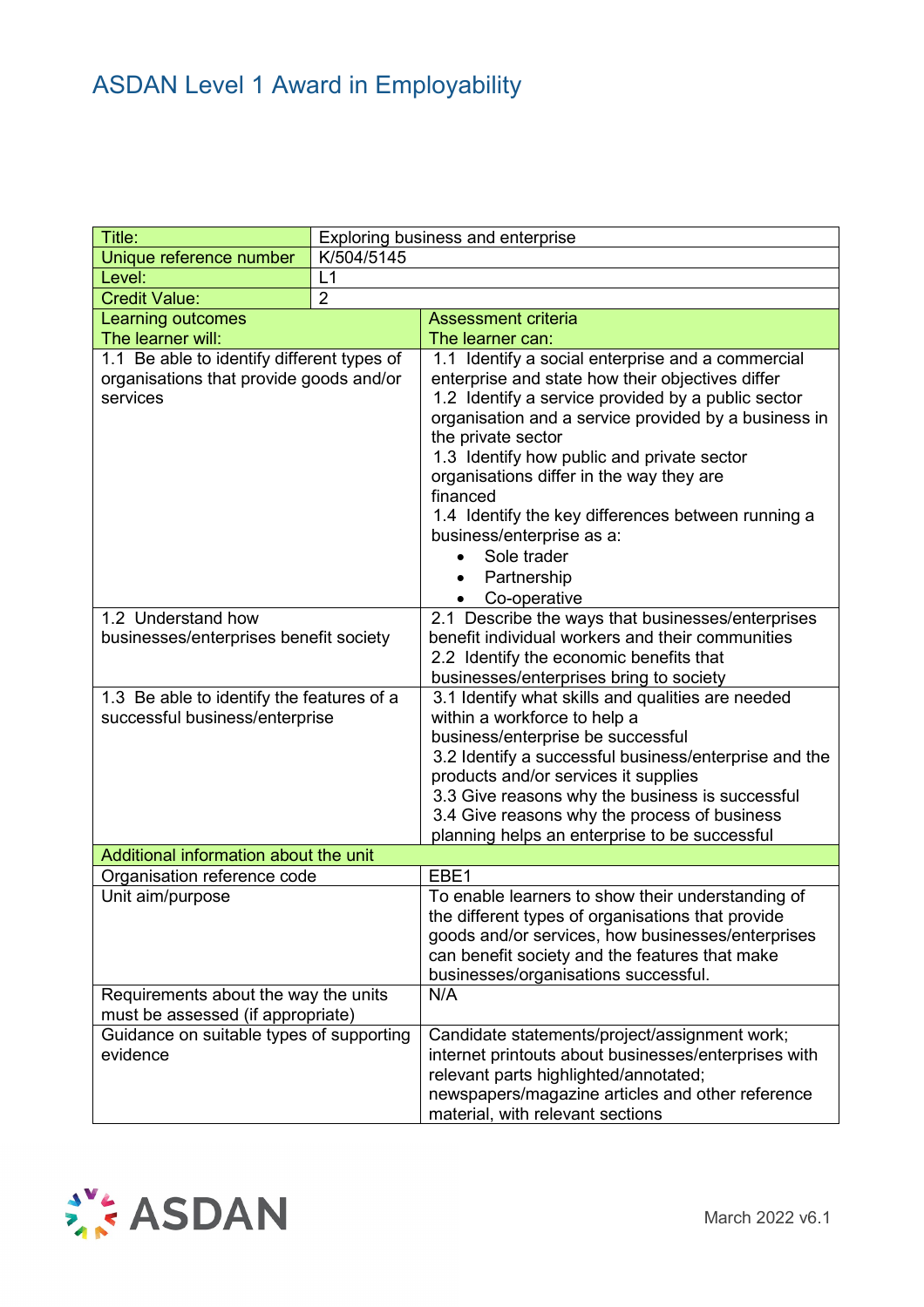# ASDAN Level 1 Award in Employability

| Title: | Exploring business and enterprise |
|---|---|
| Unique reference number | K/504/5145 |
| Level: | L1 |
| Credit Value: | 2 |

| Learning outcomes<br>The learner will: | Assessment criteria<br>The learner can: |
|---|---|
| 1.1 Be able to identify different types of organisations that provide goods and/or services | 1.1 Identify a social enterprise and a commercial enterprise and state how their objectives differ<br>1.2 Identify a service provided by a public sector organisation and a service provided by a business in the private sector<br>1.3 Identify how public and private sector organisations differ in the way they are financed<br>1.4 Identify the key differences between running a business/enterprise as a:<br>• Sole trader<br>• Partnership<br>• Co-operative |
| 1.2 Understand how businesses/enterprises benefit society | 2.1 Describe the ways that businesses/enterprises benefit individual workers and their communities<br>2.2 Identify the economic benefits that businesses/enterprises bring to society |
| 1.3 Be able to identify the features of a successful business/enterprise | 3.1 Identify what skills and qualities are needed within a workforce to help a business/enterprise be successful<br>3.2 Identify a successful business/enterprise and the products and/or services it supplies<br>3.3 Give reasons why the business is successful<br>3.4 Give reasons why the process of business planning helps an enterprise to be successful |
| **Additional information about the unit** | |
| Organisation reference code | EBE1 |
| Unit aim/purpose | To enable learners to show their understanding of the different types of organisations that provide goods and/or services, how businesses/enterprises can benefit society and the features that make businesses/organisations successful. |
| Requirements about the way the units must be assessed (if appropriate) | N/A |
| Guidance on suitable types of supporting evidence | Candidate statements/project/assignment work; internet printouts about businesses/enterprises with relevant parts highlighted/annotated; newspapers/magazine articles and other reference material, with relevant sections |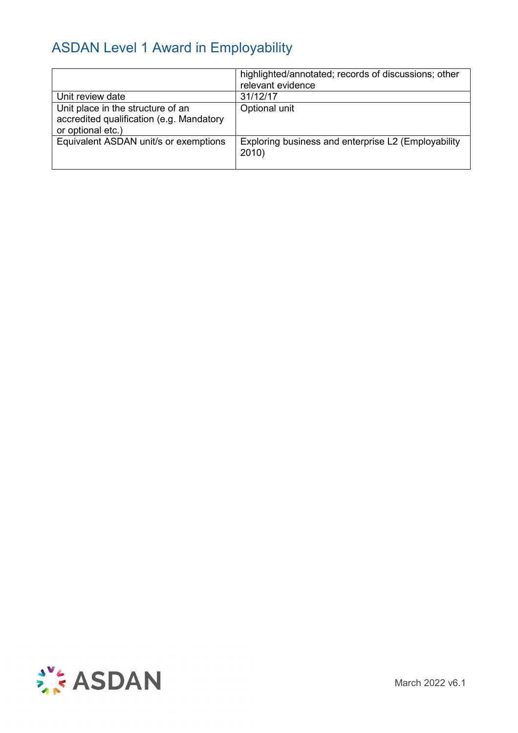| | |
|---|---|
| | highlighted/annotated; records of discussions; other relevant evidence |
| Unit review date | 31/12/17 |
| Unit place in the structure of an accredited qualification (e.g. Mandatory or optional etc.) | Optional unit |
| Equivalent ASDAN unit/s or exemptions | Exploring business and enterprise L2 (Employability 2010) |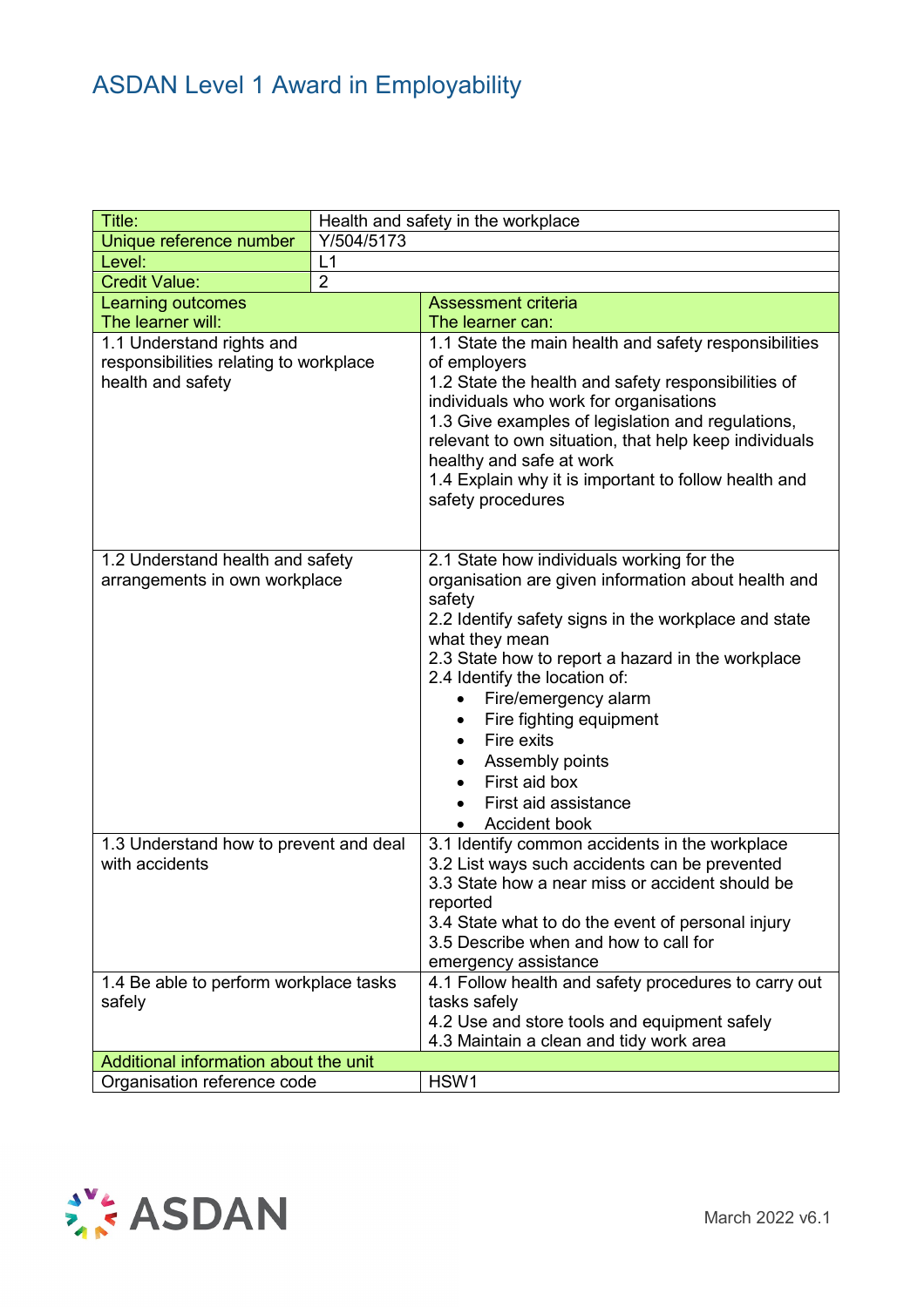# ASDAN Level 1 Award in Employability

| Title: | Health and safety in the workplace |
|---|---|
| Unique reference number | Y/504/5173 |
| Level: | L1 |
| Credit Value: | 2 |
| **Learning outcomes**<br>The learner will: | **Assessment criteria**<br>The learner can: |
| 1.1 Understand rights and responsibilities relating to workplace health and safety | 1.1 State the main health and safety responsibilities of employers<br>1.2 State the health and safety responsibilities of individuals who work for organisations<br>1.3 Give examples of legislation and regulations, relevant to own situation, that help keep individuals healthy and safe at work<br>1.4 Explain why it is important to follow health and safety procedures |
| 1.2 Understand health and safety arrangements in own workplace | 2.1 State how individuals working for the organisation are given information about health and safety<br>2.2 Identify safety signs in the workplace and state what they mean<br>2.3 State how to report a hazard in the workplace<br>2.4 Identify the location of:<br>• Fire/emergency alarm<br>• Fire fighting equipment<br>• Fire exits<br>• Assembly points<br>• First aid box<br>• First aid assistance<br>• Accident book |
| 1.3 Understand how to prevent and deal with accidents | 3.1 Identify common accidents in the workplace<br>3.2 List ways such accidents can be prevented<br>3.3 State how a near miss or accident should be reported<br>3.4 State what to do the event of personal injury<br>3.5 Describe when and how to call for emergency assistance |
| 1.4 Be able to perform workplace tasks safely | 4.1 Follow health and safety procedures to carry out tasks safely<br>4.2 Use and store tools and equipment safely<br>4.3 Maintain a clean and tidy work area |
| **Additional information about the unit** | |
| Organisation reference code | HSW1 |

March 2022 v6.1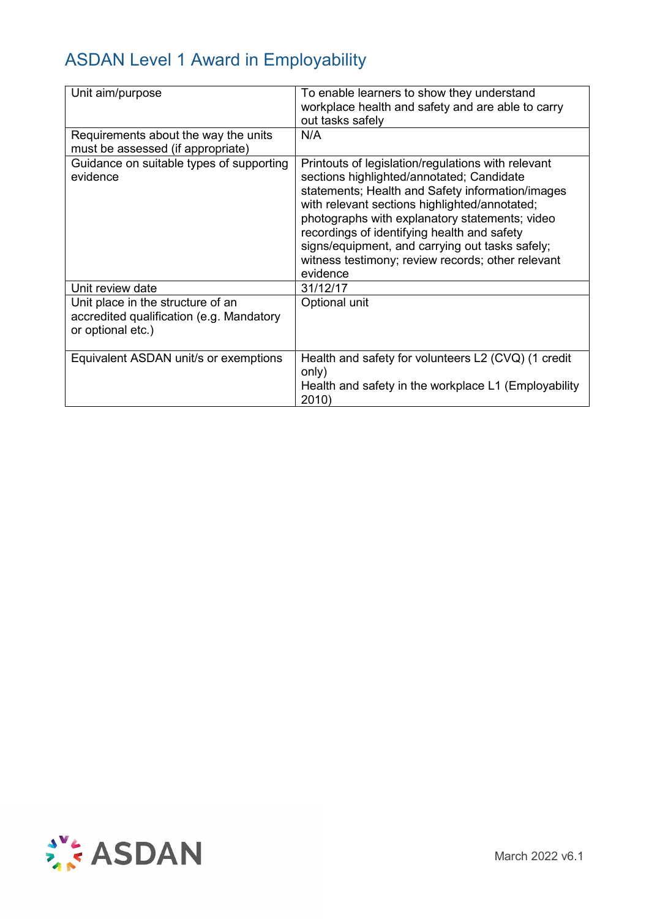## ASDAN Level 1 Award in Employability

| Unit aim/purpose | To enable learners to show they understand workplace health and safety and are able to carry out tasks safely |
|---|---|
| Requirements about the way the units must be assessed (if appropriate) | N/A |
| Guidance on suitable types of supporting evidence | Printouts of legislation/regulations with relevant sections highlighted/annotated; Candidate statements; Health and Safety information/images with relevant sections highlighted/annotated; photographs with explanatory statements; video recordings of identifying health and safety signs/equipment, and carrying out tasks safely; witness testimony; review records; other relevant evidence |
| Unit review date | 31/12/17 |
| Unit place in the structure of an accredited qualification (e.g. Mandatory or optional etc.) | Optional unit |
| Equivalent ASDAN unit/s or exemptions | Health and safety for volunteers L2 (CVQ) (1 credit only)<br>Health and safety in the workplace L1 (Employability 2010) |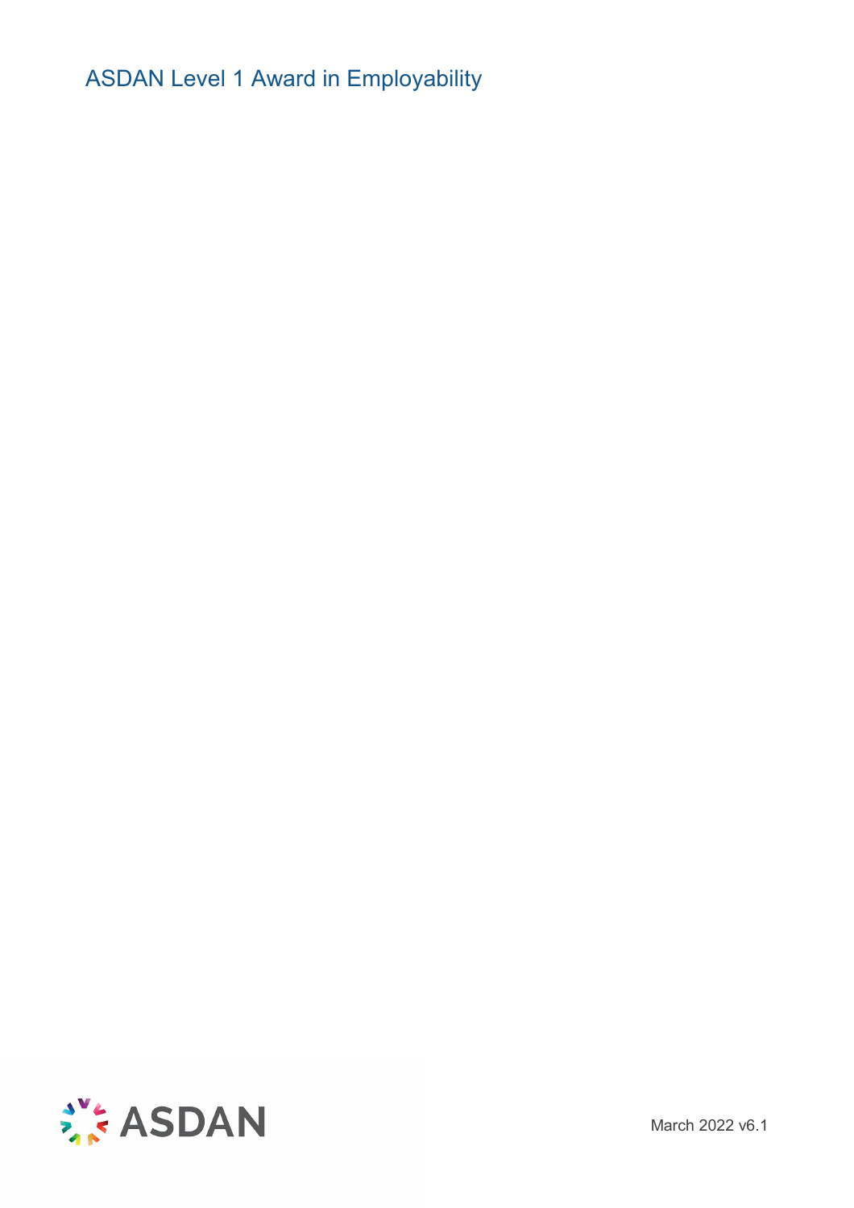ASDAN Level 1 Award in Employability

March 2022 v6.1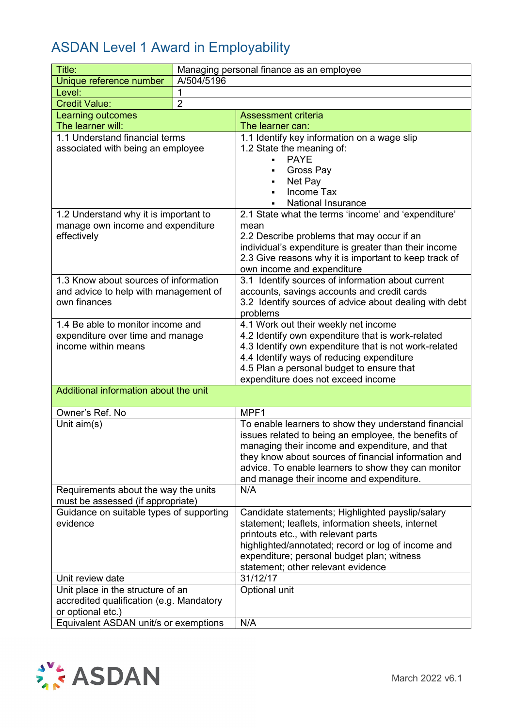# ASDAN Level 1 Award in Employability

| Title: | Managing personal finance as an employee |
|---|---|
| Unique reference number | A/504/5196 |
| Level: | 1 |
| Credit Value: | 2 |

| Learning outcomes<br>The learner will: | Assessment criteria<br>The learner can: |
|---|---|
| 1.1 Understand financial terms associated with being an employee | 1.1 Identify key information on a wage slip<br>1.2 State the meaning of:<br>▪ PAYE<br>▪ Gross Pay<br>▪ Net Pay<br>▪ Income Tax<br>▪ National Insurance |
| 1.2 Understand why it is important to manage own income and expenditure effectively | 2.1 State what the terms 'income' and 'expenditure' mean<br>2.2 Describe problems that may occur if an individual's expenditure is greater than their income<br>2.3 Give reasons why it is important to keep track of own income and expenditure |
| 1.3 Know about sources of information and advice to help with management of own finances | 3.1 Identify sources of information about current accounts, savings accounts and credit cards<br>3.2 Identify sources of advice about dealing with debt problems |
| 1.4 Be able to monitor income and expenditure over time and manage income within means | 4.1 Work out their weekly net income<br>4.2 Identify own expenditure that is work-related<br>4.3 Identify own expenditure that is not work-related<br>4.4 Identify ways of reducing expenditure<br>4.5 Plan a personal budget to ensure that expenditure does not exceed income |
| **Additional information about the unit** | |
| Owner's Ref. No | MPF1 |
| Unit aim(s) | To enable learners to show they understand financial issues related to being an employee, the benefits of managing their income and expenditure, and that they know about sources of financial information and advice. To enable learners to show they can monitor and manage their income and expenditure. |
| Requirements about the way the units must be assessed (if appropriate) | N/A |
| Guidance on suitable types of supporting evidence | Candidate statements; Highlighted payslip/salary statement; leaflets, information sheets, internet printouts etc., with relevant parts highlighted/annotated; record or log of income and expenditure; personal budget plan; witness statement; other relevant evidence |
| Unit review date | 31/12/17 |
| Unit place in the structure of an accredited qualification (e.g. Mandatory or optional etc.) | Optional unit |
| Equivalent ASDAN unit/s or exemptions | N/A |

March 2022 v6.1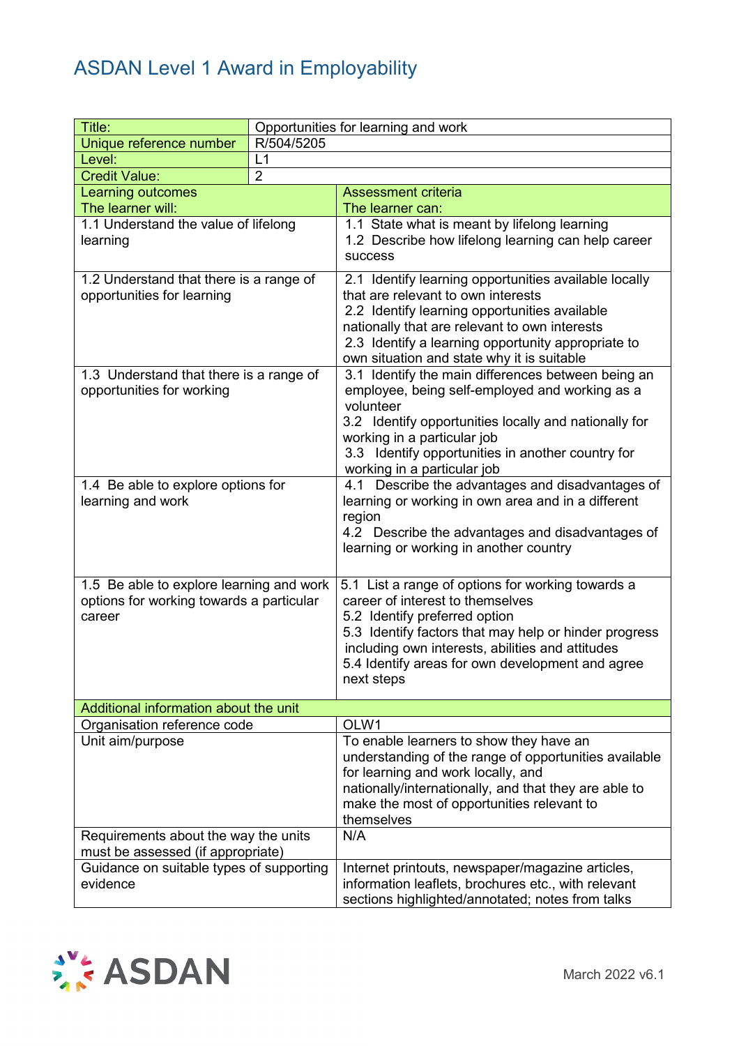# ASDAN Level 1 Award in Employability

| Title: | Opportunities for learning and work |
|---|---|
| Unique reference number | R/504/5205 |
| Level: | L1 |
| Credit Value: | 2 |

| Learning outcomes<br>The learner will: | Assessment criteria<br>The learner can: |
|---|---|
| 1.1 Understand the value of lifelong learning | 1.1 State what is meant by lifelong learning<br>1.2 Describe how lifelong learning can help career success |
| 1.2 Understand that there is a range of opportunities for learning | 2.1 Identify learning opportunities available locally that are relevant to own interests<br>2.2 Identify learning opportunities available nationally that are relevant to own interests<br>2.3 Identify a learning opportunity appropriate to own situation and state why it is suitable |
| 1.3 Understand that there is a range of opportunities for working | 3.1 Identify the main differences between being an employee, being self-employed and working as a volunteer<br>3.2 Identify opportunities locally and nationally for working in a particular job<br>3.3 Identify opportunities in another country for working in a particular job |
| 1.4 Be able to explore options for learning and work | 4.1 Describe the advantages and disadvantages of learning or working in own area and in a different region<br>4.2 Describe the advantages and disadvantages of learning or working in another country |
| 1.5 Be able to explore learning and work options for working towards a particular career | 5.1 List a range of options for working towards a career of interest to themselves<br>5.2 Identify preferred option<br>5.3 Identify factors that may help or hinder progress including own interests, abilities and attitudes<br>5.4 Identify areas for own development and agree next steps |

| Additional information about the unit | |
|---|---|
| Organisation reference code | OLW1 |
| Unit aim/purpose | To enable learners to show they have an understanding of the range of opportunities available for learning and work locally, and nationally/internationally, and that they are able to make the most of opportunities relevant to themselves |
| Requirements about the way the units must be assessed (if appropriate) | N/A |
| Guidance on suitable types of supporting evidence | Internet printouts, newspaper/magazine articles, information leaflets, brochures etc., with relevant sections highlighted/annotated; notes from talks |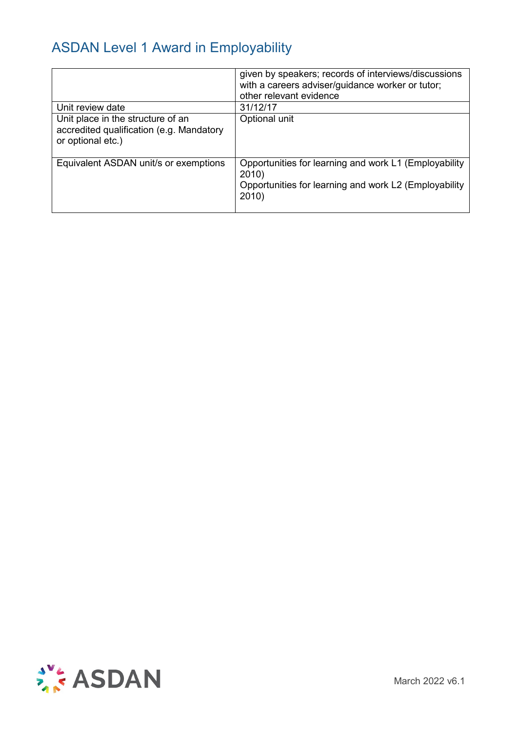| | |
|---|---|
| | given by speakers; records of interviews/discussions with a careers adviser/guidance worker or tutor; other relevant evidence |
| Unit review date | 31/12/17 |
| Unit place in the structure of an accredited qualification (e.g. Mandatory or optional etc.) | Optional unit |
| Equivalent ASDAN unit/s or exemptions | Opportunities for learning and work L1 (Employability 2010)<br>Opportunities for learning and work L2 (Employability 2010) |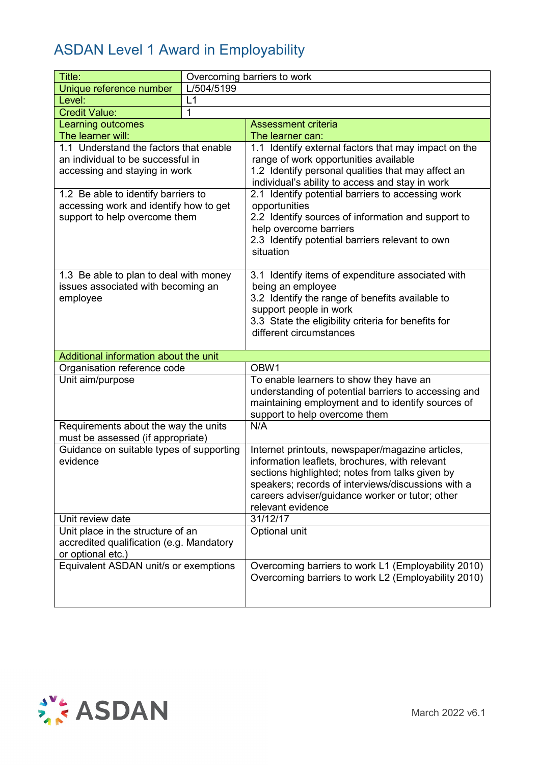# ASDAN Level 1 Award in Employability

| Title: | Overcoming barriers to work |
|---|---|
| Unique reference number | L/504/5199 |
| Level: | L1 |
| Credit Value: | 1 |

| Learning outcomes<br>The learner will: | Assessment criteria<br>The learner can: |
|---|---|
| 1.1 Understand the factors that enable an individual to be successful in accessing and staying in work | 1.1 Identify external factors that may impact on the range of work opportunities available<br>1.2 Identify personal qualities that may affect an individual's ability to access and stay in work |
| 1.2 Be able to identify barriers to accessing work and identify how to get support to help overcome them | 2.1 Identify potential barriers to accessing work opportunities<br>2.2 Identify sources of information and support to help overcome barriers<br>2.3 Identify potential barriers relevant to own situation |
| 1.3 Be able to plan to deal with money issues associated with becoming an employee | 3.1 Identify items of expenditure associated with being an employee<br>3.2 Identify the range of benefits available to support people in work<br>3.3 State the eligibility criteria for benefits for different circumstances |

| Additional information about the unit | |
|---|---|
| Organisation reference code | OBW1 |
| Unit aim/purpose | To enable learners to show they have an understanding of potential barriers to accessing and maintaining employment and to identify sources of support to help overcome them |
| Requirements about the way the units must be assessed (if appropriate) | N/A |
| Guidance on suitable types of supporting evidence | Internet printouts, newspaper/magazine articles, information leaflets, brochures, with relevant sections highlighted; notes from talks given by speakers; records of interviews/discussions with a careers adviser/guidance worker or tutor; other relevant evidence |
| Unit review date | 31/12/17 |
| Unit place in the structure of an accredited qualification (e.g. Mandatory or optional etc.) | Optional unit |
| Equivalent ASDAN unit/s or exemptions | Overcoming barriers to work L1 (Employability 2010)<br>Overcoming barriers to work L2 (Employability 2010) |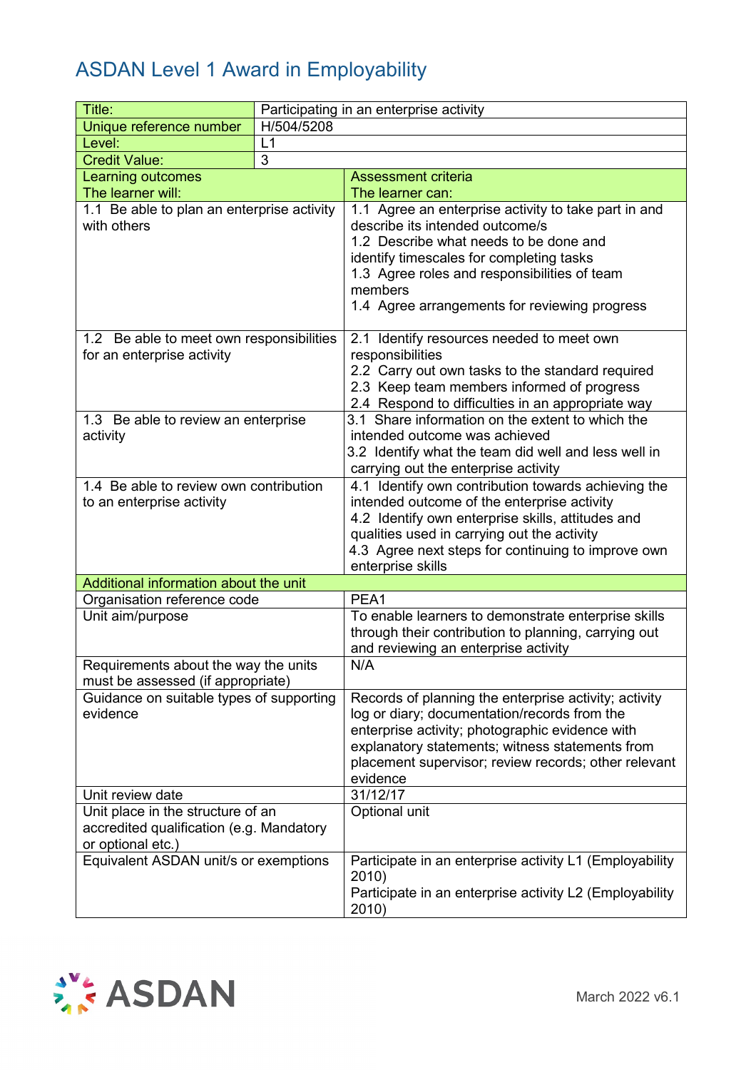# ASDAN Level 1 Award in Employability

| Title: | Participating in an enterprise activity |
|---|---|
| Unique reference number | H/504/5208 |
| Level: | L1 |
| Credit Value: | 3 |
| **Learning outcomes**<br>The learner will: | **Assessment criteria**<br>The learner can: |
| 1.1 Be able to plan an enterprise activity with others | 1.1 Agree an enterprise activity to take part in and describe its intended outcome/s<br>1.2 Describe what needs to be done and identify timescales for completing tasks<br>1.3 Agree roles and responsibilities of team members<br>1.4 Agree arrangements for reviewing progress |
| 1.2 Be able to meet own responsibilities for an enterprise activity | 2.1 Identify resources needed to meet own responsibilities<br>2.2 Carry out own tasks to the standard required<br>2.3 Keep team members informed of progress<br>2.4 Respond to difficulties in an appropriate way |
| 1.3 Be able to review an enterprise activity | 3.1 Share information on the extent to which the intended outcome was achieved<br>3.2 Identify what the team did well and less well in carrying out the enterprise activity |
| 1.4 Be able to review own contribution to an enterprise activity | 4.1 Identify own contribution towards achieving the intended outcome of the enterprise activity<br>4.2 Identify own enterprise skills, attitudes and qualities used in carrying out the activity<br>4.3 Agree next steps for continuing to improve own enterprise skills |
| **Additional information about the unit** | |
| Organisation reference code | PEA1 |
| Unit aim/purpose | To enable learners to demonstrate enterprise skills through their contribution to planning, carrying out and reviewing an enterprise activity |
| Requirements about the way the units must be assessed (if appropriate) | N/A |
| Guidance on suitable types of supporting evidence | Records of planning the enterprise activity; activity log or diary; documentation/records from the enterprise activity; photographic evidence with explanatory statements; witness statements from placement supervisor; review records; other relevant evidence |
| Unit review date | 31/12/17 |
| Unit place in the structure of an accredited qualification (e.g. Mandatory or optional etc.) | Optional unit |
| Equivalent ASDAN unit/s or exemptions | Participate in an enterprise activity L1 (Employability 2010)<br>Participate in an enterprise activity L2 (Employability 2010) |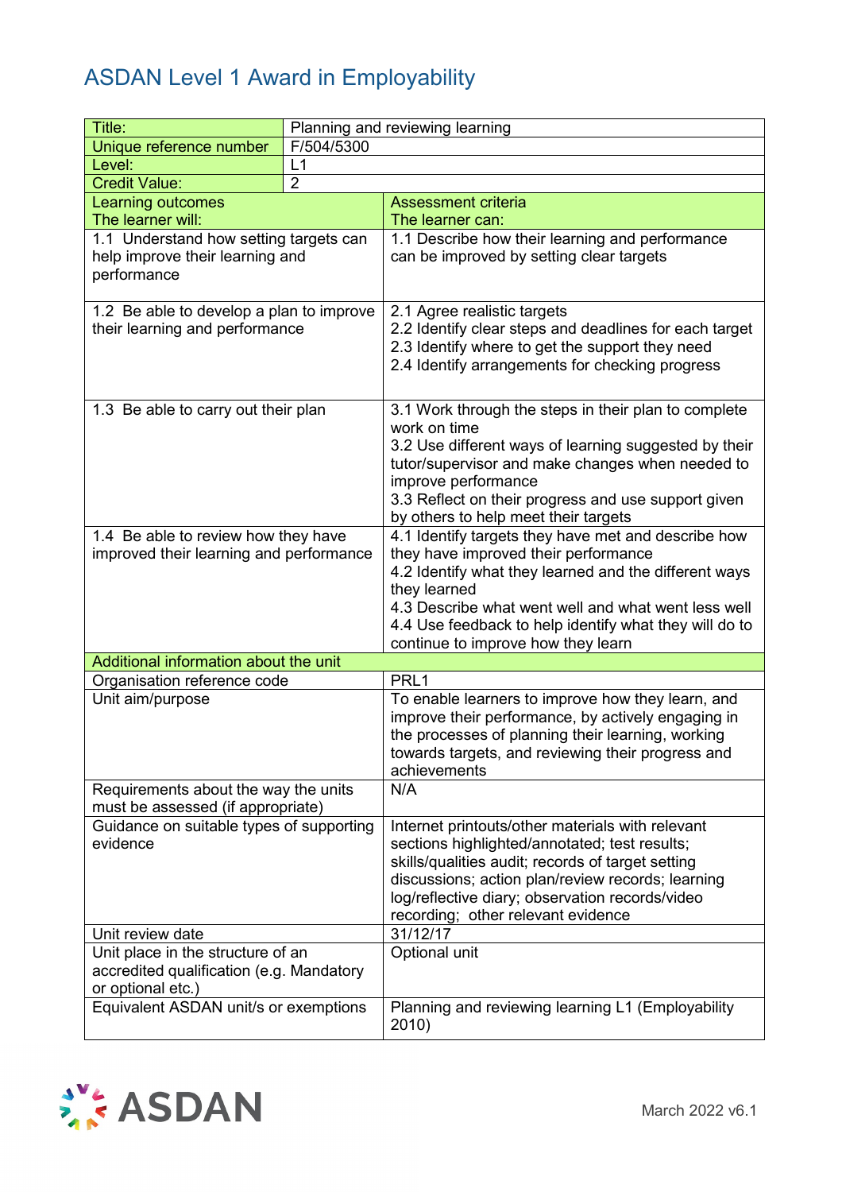# ASDAN Level 1 Award in Employability

| Title: | Planning and reviewing learning |
|---|---|
| Unique reference number | F/504/5300 |
| Level: | L1 |
| Credit Value: | 2 |

| Learning outcomes<br>The learner will: | Assessment criteria<br>The learner can: |
|---|---|
| 1.1 Understand how setting targets can help improve their learning and performance | 1.1 Describe how their learning and performance can be improved by setting clear targets |
| 1.2 Be able to develop a plan to improve their learning and performance | 2.1 Agree realistic targets<br>2.2 Identify clear steps and deadlines for each target<br>2.3 Identify where to get the support they need<br>2.4 Identify arrangements for checking progress |
| 1.3 Be able to carry out their plan | 3.1 Work through the steps in their plan to complete work on time<br>3.2 Use different ways of learning suggested by their tutor/supervisor and make changes when needed to improve performance<br>3.3 Reflect on their progress and use support given by others to help meet their targets |
| 1.4 Be able to review how they have improved their learning and performance | 4.1 Identify targets they have met and describe how they have improved their performance<br>4.2 Identify what they learned and the different ways they learned<br>4.3 Describe what went well and what went less well<br>4.4 Use feedback to help identify what they will do to continue to improve how they learn |
| **Additional information about the unit** | |
| Organisation reference code | PRL1 |
| Unit aim/purpose | To enable learners to improve how they learn, and improve their performance, by actively engaging in the processes of planning their learning, working towards targets, and reviewing their progress and achievements |
| Requirements about the way the units must be assessed (if appropriate) | N/A |
| Guidance on suitable types of supporting evidence | Internet printouts/other materials with relevant sections highlighted/annotated; test results; skills/qualities audit; records of target setting discussions; action plan/review records; learning log/reflective diary; observation records/video recording; other relevant evidence |
| Unit review date | 31/12/17 |
| Unit place in the structure of an accredited qualification (e.g. Mandatory or optional etc.) | Optional unit |
| Equivalent ASDAN unit/s or exemptions | Planning and reviewing learning L1 (Employability 2010) |

March 2022 v6.1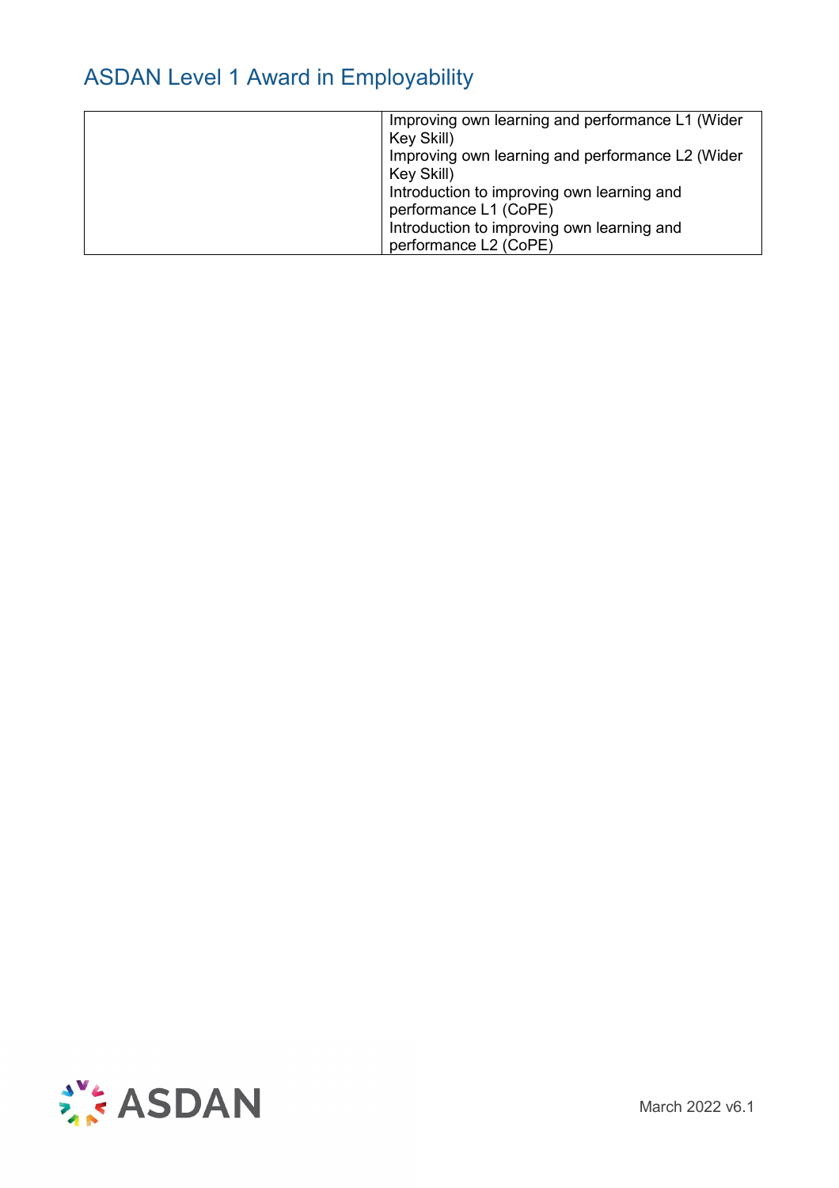| | |
|---|---|
| | Improving own learning and performance L1 (Wider Key Skill)<br>Improving own learning and performance L2 (Wider Key Skill)<br>Introduction to improving own learning and performance L1 (CoPE)<br>Introduction to improving own learning and performance L2 (CoPE) |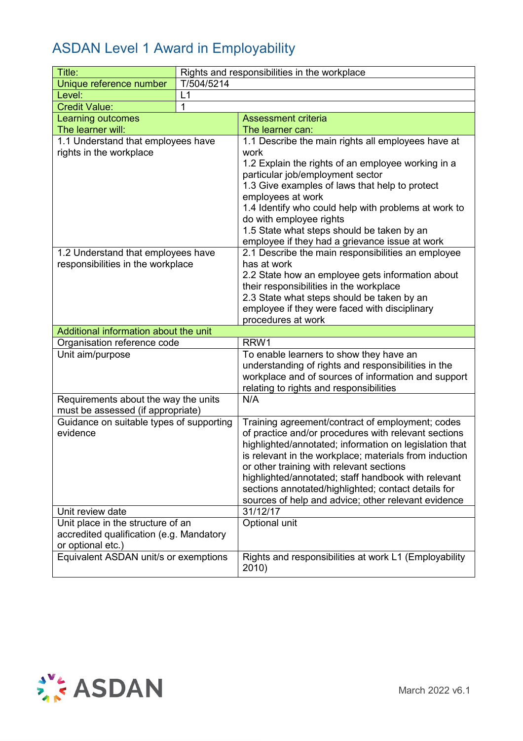# ASDAN Level 1 Award in Employability

| Title: | Rights and responsibilities in the workplace |
|---|---|
| Unique reference number | T/504/5214 |
| Level: | L1 |
| Credit Value: | 1 |
| **Learning outcomes**<br>**The learner will:** | **Assessment criteria**<br>**The learner can:** |
| 1.1 Understand that employees have rights in the workplace | 1.1 Describe the main rights all employees have at work<br>1.2 Explain the rights of an employee working in a particular job/employment sector<br>1.3 Give examples of laws that help to protect employees at work<br>1.4 Identify who could help with problems at work to do with employee rights<br>1.5 State what steps should be taken by an employee if they had a grievance issue at work |
| 1.2 Understand that employees have responsibilities in the workplace | 2.1 Describe the main responsibilities an employee has at work<br>2.2 State how an employee gets information about their responsibilities in the workplace<br>2.3 State what steps should be taken by an employee if they were faced with disciplinary procedures at work |
| **Additional information about the unit** | |
| Organisation reference code | RRW1 |
| Unit aim/purpose | To enable learners to show they have an understanding of rights and responsibilities in the workplace and of sources of information and support relating to rights and responsibilities |
| Requirements about the way the units must be assessed (if appropriate) | N/A |
| Guidance on suitable types of supporting evidence | Training agreement/contract of employment; codes of practice and/or procedures with relevant sections highlighted/annotated; information on legislation that is relevant in the workplace; materials from induction or other training with relevant sections highlighted/annotated; staff handbook with relevant sections annotated/highlighted; contact details for sources of help and advice; other relevant evidence |
| Unit review date | 31/12/17 |
| Unit place in the structure of an accredited qualification (e.g. Mandatory or optional etc.) | Optional unit |
| Equivalent ASDAN unit/s or exemptions | Rights and responsibilities at work L1 (Employability 2010) |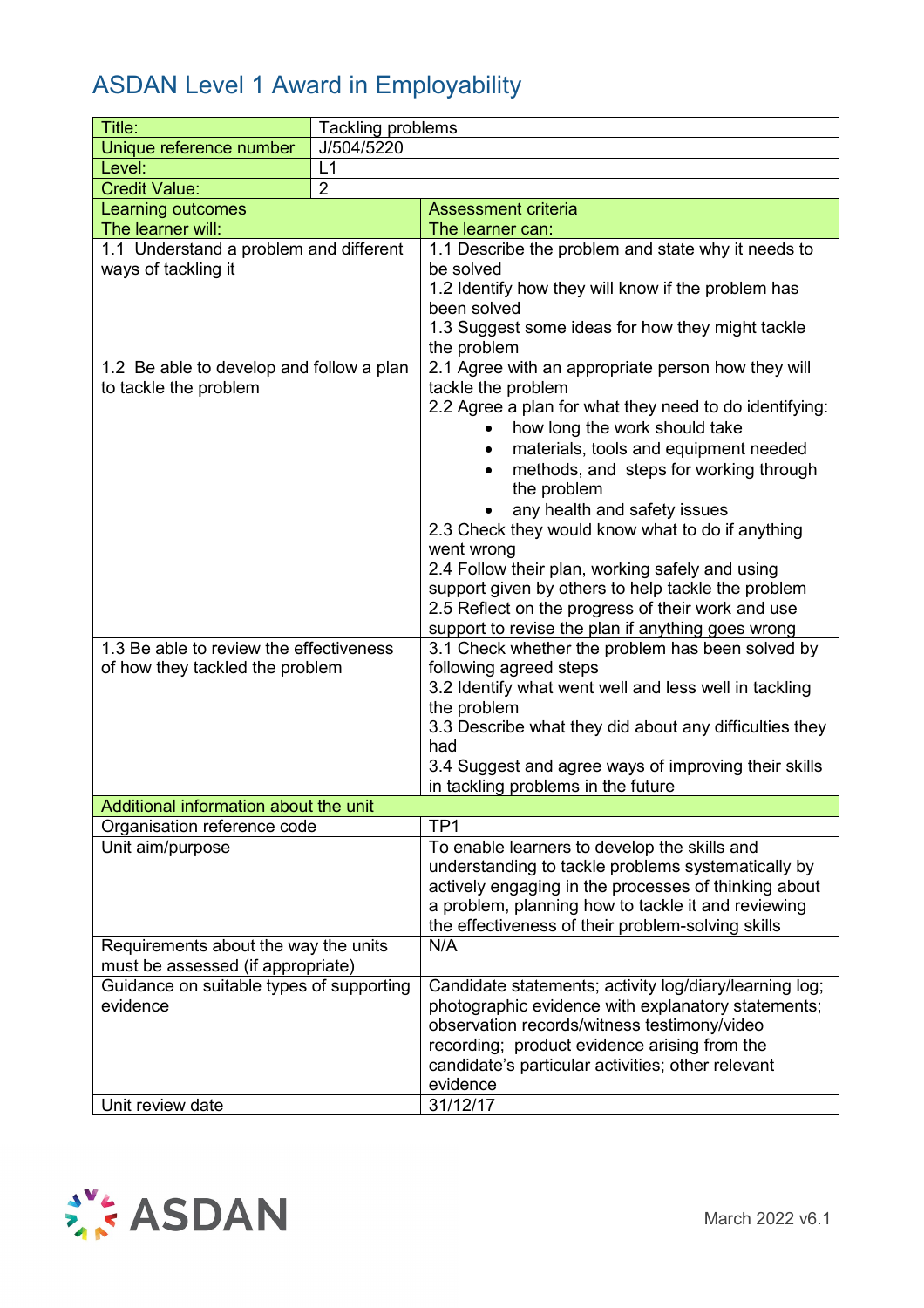# ASDAN Level 1 Award in Employability

| Title: | Tackling problems |
|---|---|
| Unique reference number | J/504/5220 |
| Level: | L1 |
| Credit Value: | 2 |

| Learning outcomes<br>The learner will: | Assessment criteria<br>The learner can: |
|---|---|
| 1.1 Understand a problem and different ways of tackling it | 1.1 Describe the problem and state why it needs to be solved<br>1.2 Identify how they will know if the problem has been solved<br>1.3 Suggest some ideas for how they might tackle the problem |
| 1.2 Be able to develop and follow a plan to tackle the problem | 2.1 Agree with an appropriate person how they will tackle the problem<br>2.2 Agree a plan for what they need to do identifying:<br>• how long the work should take<br>• materials, tools and equipment needed<br>• methods, and steps for working through the problem<br>• any health and safety issues<br>2.3 Check they would know what to do if anything went wrong<br>2.4 Follow their plan, working safely and using support given by others to help tackle the problem<br>2.5 Reflect on the progress of their work and use support to revise the plan if anything goes wrong |
| 1.3 Be able to review the effectiveness of how they tackled the problem | 3.1 Check whether the problem has been solved by following agreed steps<br>3.2 Identify what went well and less well in tackling the problem<br>3.3 Describe what they did about any difficulties they had<br>3.4 Suggest and agree ways of improving their skills in tackling problems in the future |
| **Additional information about the unit** | |
| Organisation reference code | TP1 |
| Unit aim/purpose | To enable learners to develop the skills and understanding to tackle problems systematically by actively engaging in the processes of thinking about a problem, planning how to tackle it and reviewing the effectiveness of their problem-solving skills |
| Requirements about the way the units must be assessed (if appropriate) | N/A |
| Guidance on suitable types of supporting evidence | Candidate statements; activity log/diary/learning log; photographic evidence with explanatory statements; observation records/witness testimony/video recording; product evidence arising from the candidate's particular activities; other relevant evidence |
| Unit review date | 31/12/17 |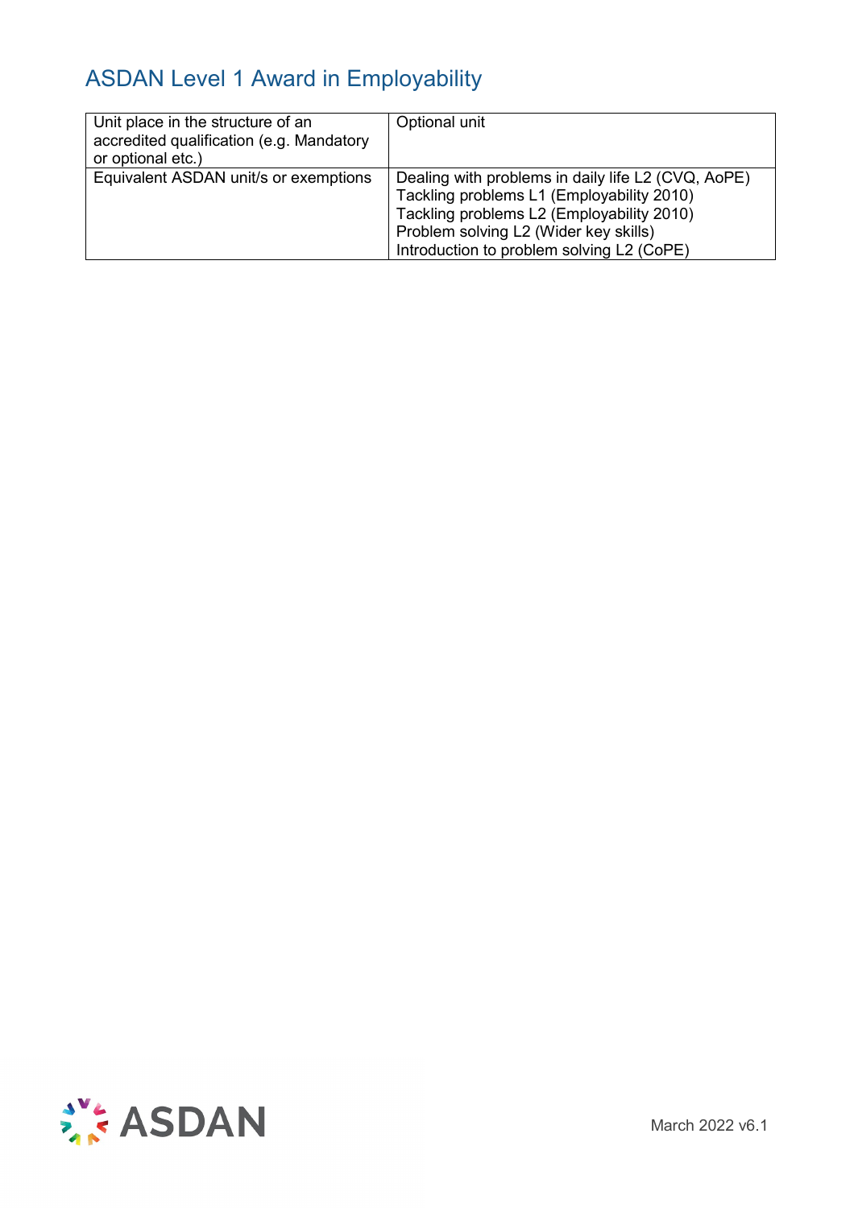# ASDAN Level 1 Award in Employability

| Unit place in the structure of an accredited qualification (e.g. Mandatory or optional etc.) | Optional unit |
|---|---|
| Equivalent ASDAN unit/s or exemptions | Dealing with problems in daily life L2 (CVQ, AoPE)<br>Tackling problems L1 (Employability 2010)<br>Tackling problems L2 (Employability 2010)<br>Problem solving L2 (Wider key skills)<br>Introduction to problem solving L2 (CoPE) |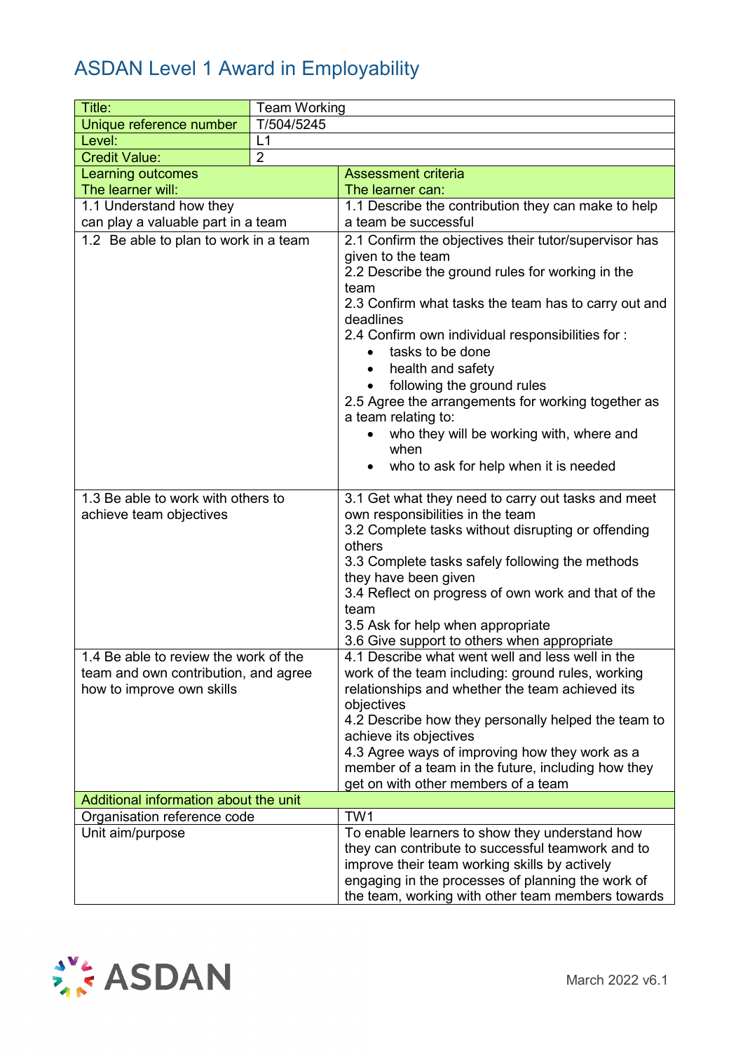# ASDAN Level 1 Award in Employability

| Title: | Team Working |
|---|---|
| Unique reference number | T/504/5245 |
| Level: | L1 |
| Credit Value: | 2 |
| **Learning outcomes**<br>**The learner will:** | **Assessment criteria**<br>**The learner can:** |
| 1.1 Understand how they can play a valuable part in a team | 1.1 Describe the contribution they can make to help a team be successful |
| 1.2 Be able to plan to work in a team | 2.1 Confirm the objectives their tutor/supervisor has given to the team<br>2.2 Describe the ground rules for working in the team<br>2.3 Confirm what tasks the team has to carry out and deadlines<br>2.4 Confirm own individual responsibilities for :<br>• tasks to be done<br>• health and safety<br>• following the ground rules<br>2.5 Agree the arrangements for working together as a team relating to:<br>• who they will be working with, where and when<br>• who to ask for help when it is needed |
| 1.3 Be able to work with others to achieve team objectives | 3.1 Get what they need to carry out tasks and meet own responsibilities in the team<br>3.2 Complete tasks without disrupting or offending others<br>3.3 Complete tasks safely following the methods they have been given<br>3.4 Reflect on progress of own work and that of the team<br>3.5 Ask for help when appropriate<br>3.6 Give support to others when appropriate |
| 1.4 Be able to review the work of the team and own contribution, and agree how to improve own skills | 4.1 Describe what went well and less well in the work of the team including: ground rules, working relationships and whether the team achieved its objectives<br>4.2 Describe how they personally helped the team to achieve its objectives<br>4.3 Agree ways of improving how they work as a member of a team in the future, including how they get on with other members of a team |
| **Additional information about the unit** | |
| Organisation reference code | TW1 |
| Unit aim/purpose | To enable learners to show they understand how they can contribute to successful teamwork and to improve their team working skills by actively engaging in the processes of planning the work of the team, working with other team members towards |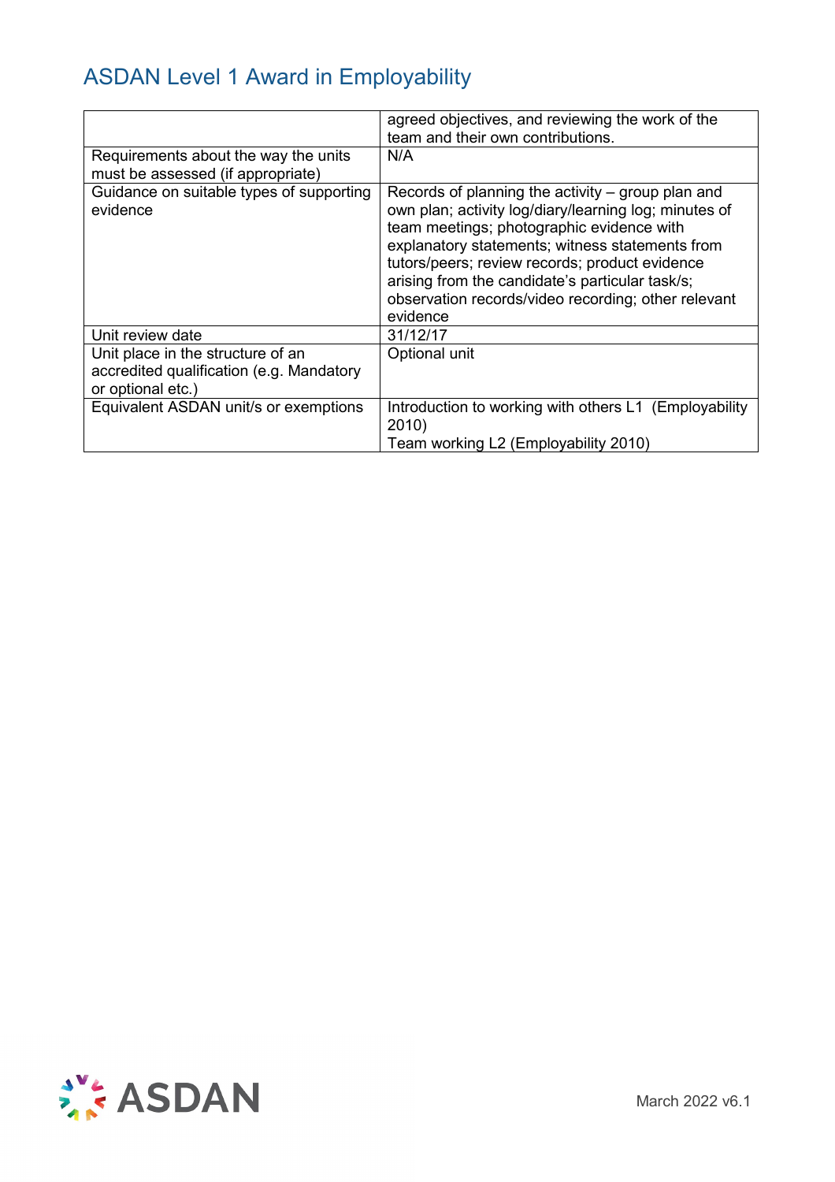| | |
|---|---|
| | agreed objectives, and reviewing the work of the team and their own contributions. |
| Requirements about the way the units must be assessed (if appropriate) | N/A |
| Guidance on suitable types of supporting evidence | Records of planning the activity – group plan and own plan; activity log/diary/learning log; minutes of team meetings; photographic evidence with explanatory statements; witness statements from tutors/peers; review records; product evidence arising from the candidate's particular task/s; observation records/video recording; other relevant evidence |
| Unit review date | 31/12/17 |
| Unit place in the structure of an accredited qualification (e.g. Mandatory or optional etc.) | Optional unit |
| Equivalent ASDAN unit/s or exemptions | Introduction to working with others L1 (Employability 2010)<br>Team working L2 (Employability 2010) |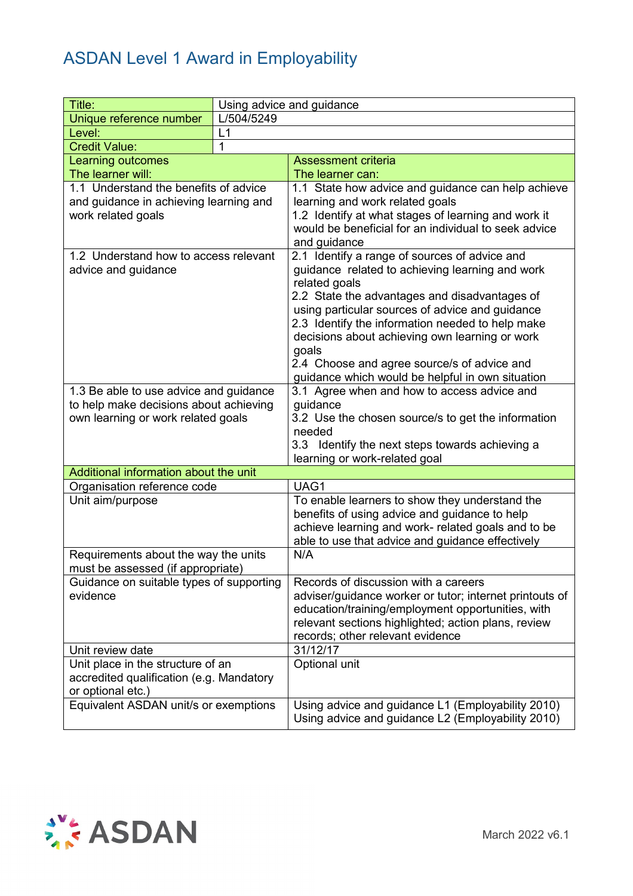# ASDAN Level 1 Award in Employability

| Title: | Using advice and guidance |
|---|---|
| Unique reference number | L/504/5249 |
| Level: | L1 |
| Credit Value: | 1 |
| **Learning outcomes** The learner will: | **Assessment criteria** The learner can: |
| 1.1 Understand the benefits of advice and guidance in achieving learning and work related goals | 1.1 State how advice and guidance can help achieve learning and work related goals<br>1.2 Identify at what stages of learning and work it would be beneficial for an individual to seek advice and guidance |
| 1.2 Understand how to access relevant advice and guidance | 2.1 Identify a range of sources of advice and guidance related to achieving learning and work related goals<br>2.2 State the advantages and disadvantages of using particular sources of advice and guidance<br>2.3 Identify the information needed to help make decisions about achieving own learning or work goals<br>2.4 Choose and agree source/s of advice and guidance which would be helpful in own situation |
| 1.3 Be able to use advice and guidance to help make decisions about achieving own learning or work related goals | 3.1 Agree when and how to access advice and guidance<br>3.2 Use the chosen source/s to get the information needed<br>3.3 Identify the next steps towards achieving a learning or work-related goal |
| **Additional information about the unit** | |
| Organisation reference code | UAG1 |
| Unit aim/purpose | To enable learners to show they understand the benefits of using advice and guidance to help achieve learning and work- related goals and to be able to use that advice and guidance effectively |
| Requirements about the way the units must be assessed (if appropriate) | N/A |
| Guidance on suitable types of supporting evidence | Records of discussion with a careers adviser/guidance worker or tutor; internet printouts of education/training/employment opportunities, with relevant sections highlighted; action plans, review records; other relevant evidence |
| Unit review date | 31/12/17 |
| Unit place in the structure of an accredited qualification (e.g. Mandatory or optional etc.) | Optional unit |
| Equivalent ASDAN unit/s or exemptions | Using advice and guidance L1 (Employability 2010)<br>Using advice and guidance L2 (Employability 2010) |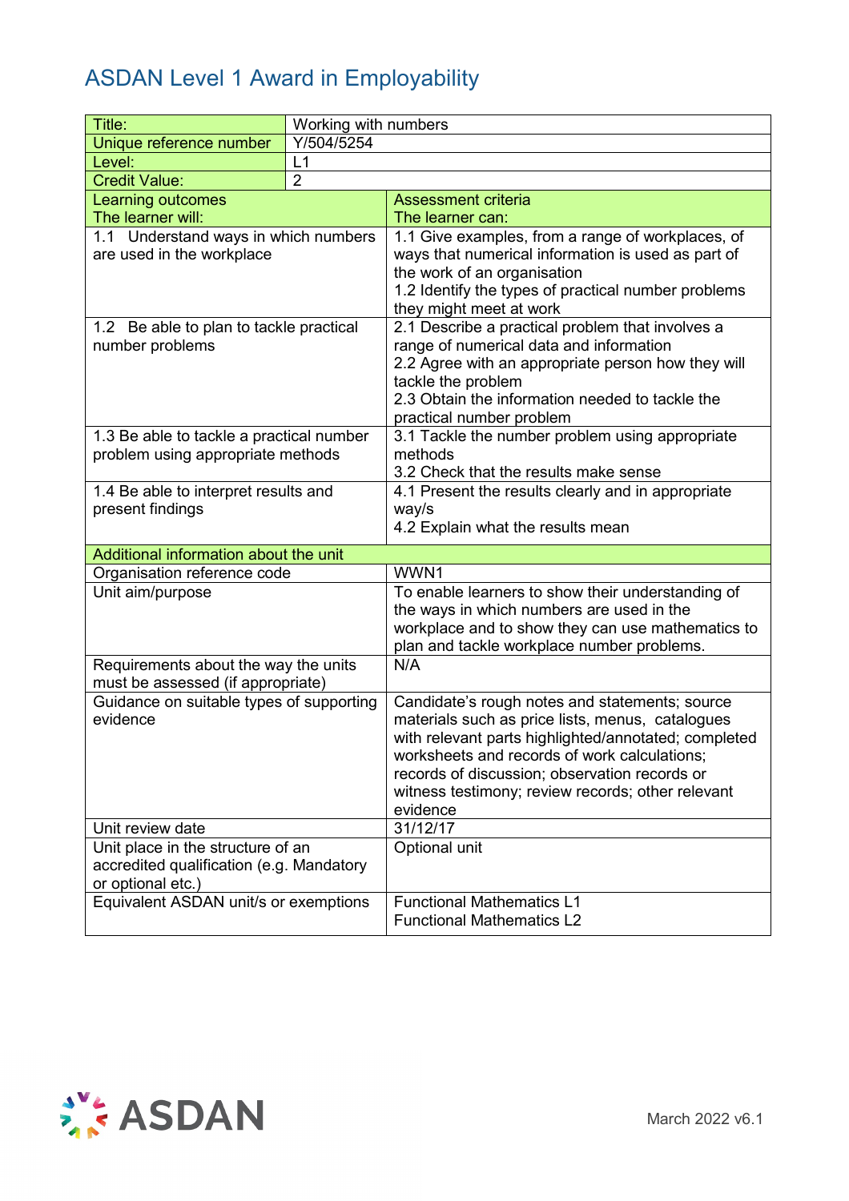# ASDAN Level 1 Award in Employability

| Title: | Working with numbers |
|---|---|
| Unique reference number | Y/504/5254 |
| Level: | L1 |
| Credit Value: | 2 |

| Learning outcomes<br>The learner will: | Assessment criteria<br>The learner can: |
|---|---|
| 1.1 Understand ways in which numbers are used in the workplace | 1.1 Give examples, from a range of workplaces, of ways that numerical information is used as part of the work of an organisation<br>1.2 Identify the types of practical number problems they might meet at work |
| 1.2 Be able to plan to tackle practical number problems | 2.1 Describe a practical problem that involves a range of numerical data and information<br>2.2 Agree with an appropriate person how they will tackle the problem<br>2.3 Obtain the information needed to tackle the practical number problem |
| 1.3 Be able to tackle a practical number problem using appropriate methods | 3.1 Tackle the number problem using appropriate methods<br>3.2 Check that the results make sense |
| 1.4 Be able to interpret results and present findings | 4.1 Present the results clearly and in appropriate way/s<br>4.2 Explain what the results mean |
| **Additional information about the unit** | |
| Organisation reference code | WWN1 |
| Unit aim/purpose | To enable learners to show their understanding of the ways in which numbers are used in the workplace and to show they can use mathematics to plan and tackle workplace number problems. |
| Requirements about the way the units must be assessed (if appropriate) | N/A |
| Guidance on suitable types of supporting evidence | Candidate's rough notes and statements; source materials such as price lists, menus, catalogues with relevant parts highlighted/annotated; completed worksheets and records of work calculations; records of discussion; observation records or witness testimony; review records; other relevant evidence |
| Unit review date | 31/12/17 |
| Unit place in the structure of an accredited qualification (e.g. Mandatory or optional etc.) | Optional unit |
| Equivalent ASDAN unit/s or exemptions | Functional Mathematics L1<br>Functional Mathematics L2 |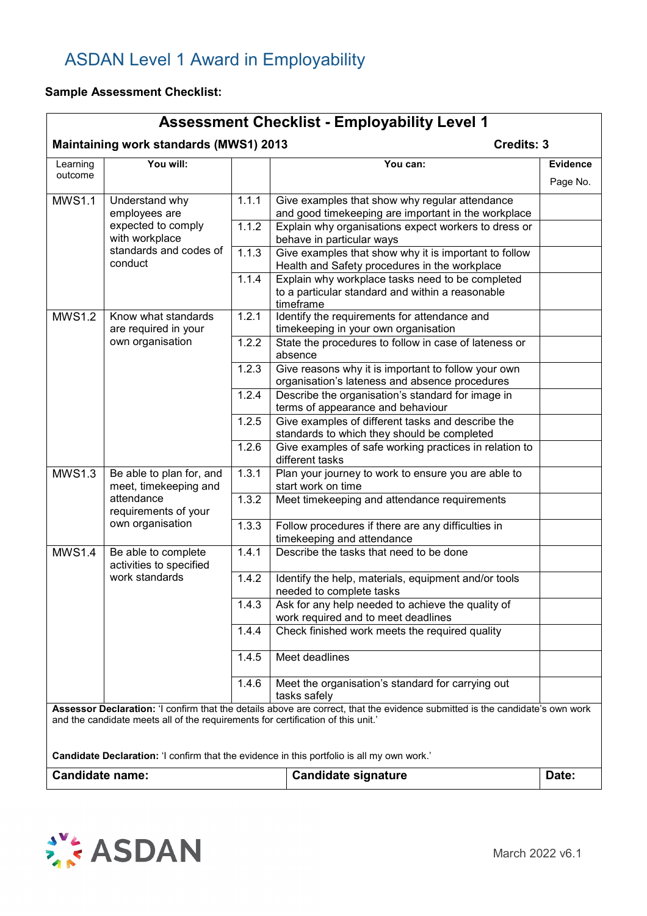# ASDAN Level 1 Award in Employability

**Sample Assessment Checklist:**

**Assessment Checklist - Employability Level 1**

**Maintaining work standards (MWS1) 2013** **Credits: 3**

| Learning outcome | You will: | | You can: | Evidence Page No. |
|---|---|---|---|---|
| MWS1.1 | Understand why employees are expected to comply with workplace standards and codes of conduct | 1.1.1 | Give examples that show why regular attendance and good timekeeping are important in the workplace | |
| | | 1.1.2 | Explain why organisations expect workers to dress or behave in particular ways | |
| | | 1.1.3 | Give examples that show why it is important to follow Health and Safety procedures in the workplace | |
| | | 1.1.4 | Explain why workplace tasks need to be completed to a particular standard and within a reasonable timeframe | |
| MWS1.2 | Know what standards are required in your own organisation | 1.2.1 | Identify the requirements for attendance and timekeeping in your own organisation | |
| | | 1.2.2 | State the procedures to follow in case of lateness or absence | |
| | | 1.2.3 | Give reasons why it is important to follow your own organisation's lateness and absence procedures | |
| | | 1.2.4 | Describe the organisation's standard for image in terms of appearance and behaviour | |
| | | 1.2.5 | Give examples of different tasks and describe the standards to which they should be completed | |
| | | 1.2.6 | Give examples of safe working practices in relation to different tasks | |
| MWS1.3 | Be able to plan for, and meet, timekeeping and attendance requirements of your own organisation | 1.3.1 | Plan your journey to work to ensure you are able to start work on time | |
| | | 1.3.2 | Meet timekeeping and attendance requirements | |
| | | 1.3.3 | Follow procedures if there are any difficulties in timekeeping and attendance | |
| MWS1.4 | Be able to complete activities to specified work standards | 1.4.1 | Describe the tasks that need to be done | |
| | | 1.4.2 | Identify the help, materials, equipment and/or tools needed to complete tasks | |
| | | 1.4.3 | Ask for any help needed to achieve the quality of work required and to meet deadlines | |
| | | 1.4.4 | Check finished work meets the required quality | |
| | | 1.4.5 | Meet deadlines | |
| | | 1.4.6 | Meet the organisation's standard for carrying out tasks safely | |

**Assessor Declaration:** 'I confirm that the details above are correct, that the evidence submitted is the candidate's own work and the candidate meets all of the requirements for certification of this unit.'

**Candidate Declaration:** 'I confirm that the evidence in this portfolio is all my own work.'

| Candidate name: | Candidate signature | Date: |
|---|---|---|

March 2022 v6.1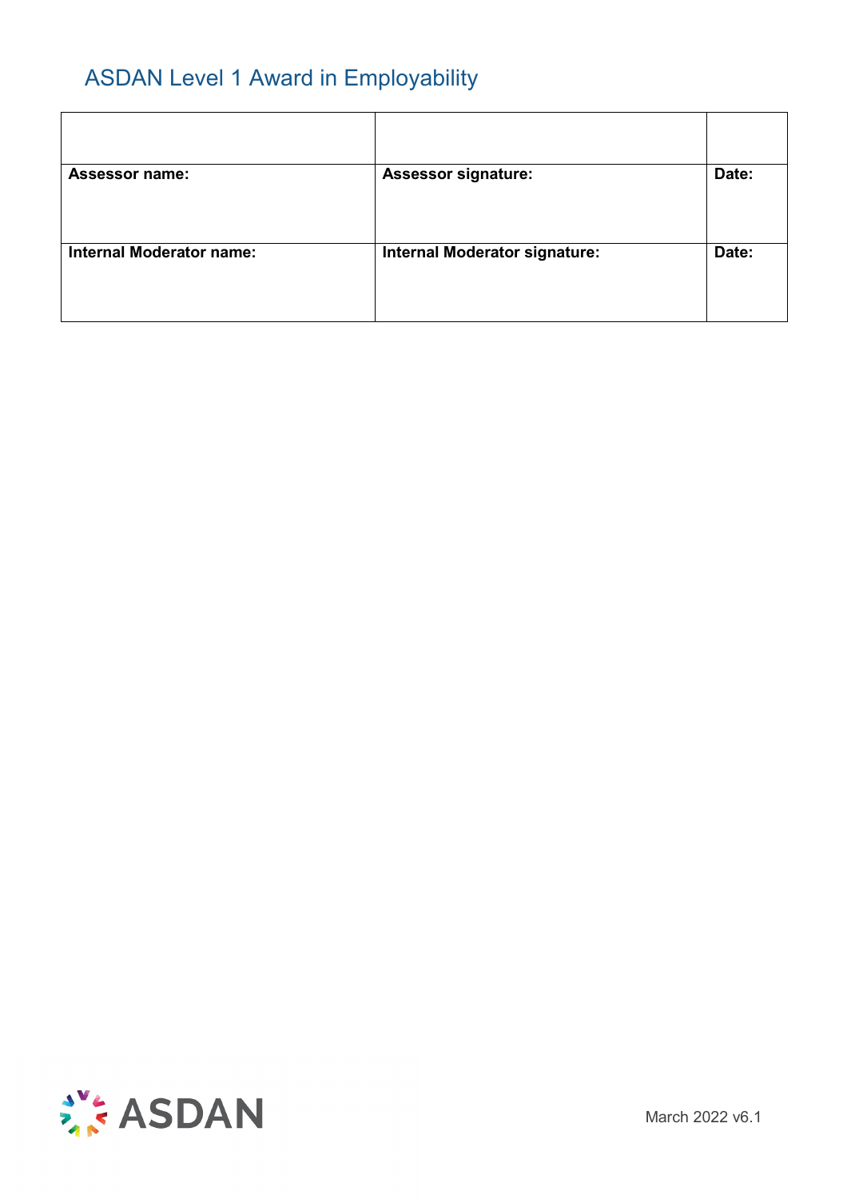ASDAN Level 1 Award in Employability

| | | |
|---|---|---|
| | | |
| **Assessor name:** | **Assessor signature:** | **Date:** |
| **Internal Moderator name:** | **Internal Moderator signature:** | **Date:** |